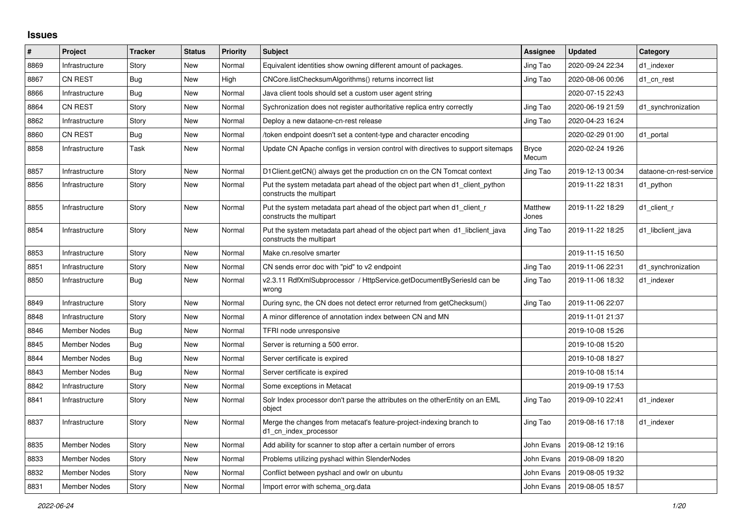## Issues

| # | Project | Tracker | Status | Priority | Subject | Assignee | Updated | Category |
|---|---|---|---|---|---|---|---|---|
| 8869 | Infrastructure | Story | New | Normal | Equivalent identities show owning different amount of packages. | Jing Tao | 2020-09-24 22:34 | d1_indexer |
| 8867 | CN REST | Bug | New | High | CNCore.listChecksumAlgorithms() returns incorrect list | Jing Tao | 2020-08-06 00:06 | d1_cn_rest |
| 8866 | Infrastructure | Bug | New | Normal | Java client tools should set a custom user agent string | | 2020-07-15 22:43 | |
| 8864 | CN REST | Story | New | Normal | Sychronization does not register authoritative replica entry correctly | Jing Tao | 2020-06-19 21:59 | d1_synchronization |
| 8862 | Infrastructure | Story | New | Normal | Deploy a new dataone-cn-rest release | Jing Tao | 2020-04-23 16:24 | |
| 8860 | CN REST | Bug | New | Normal | /token endpoint doesn't set a content-type and character encoding | | 2020-02-29 01:00 | d1_portal |
| 8858 | Infrastructure | Task | New | Normal | Update CN Apache configs in version control with directives to support sitemaps | Bryce Mecum | 2020-02-24 19:26 | |
| 8857 | Infrastructure | Story | New | Normal | D1Client.getCN() always get the production cn on the CN Tomcat context | Jing Tao | 2019-12-13 00:34 | dataone-cn-rest-service |
| 8856 | Infrastructure | Story | New | Normal | Put the system metadata part ahead of the object part when d1_client_python constructs the multipart | | 2019-11-22 18:31 | d1_python |
| 8855 | Infrastructure | Story | New | Normal | Put the system metadata part ahead of the object part when d1_client_r constructs the multipart | Matthew Jones | 2019-11-22 18:29 | d1_client_r |
| 8854 | Infrastructure | Story | New | Normal | Put the system metadata part ahead of the object part when d1_libclient_java constructs the multipart | Jing Tao | 2019-11-22 18:25 | d1_libclient_java |
| 8853 | Infrastructure | Story | New | Normal | Make cn.resolve smarter | | 2019-11-15 16:50 | |
| 8851 | Infrastructure | Story | New | Normal | CN sends error doc with "pid" to v2 endpoint | Jing Tao | 2019-11-06 22:31 | d1_synchronization |
| 8850 | Infrastructure | Bug | New | Normal | v2.3.11 RdfXmlSubprocessor / HttpService.getDocumentBySeriesId can be wrong | Jing Tao | 2019-11-06 18:32 | d1_indexer |
| 8849 | Infrastructure | Story | New | Normal | During sync, the CN does not detect error returned from getChecksum() | Jing Tao | 2019-11-06 22:07 | |
| 8848 | Infrastructure | Story | New | Normal | A minor difference of annotation index between CN and MN | | 2019-11-01 21:37 | |
| 8846 | Member Nodes | Bug | New | Normal | TFRI node unresponsive | | 2019-10-08 15:26 | |
| 8845 | Member Nodes | Bug | New | Normal | Server is returning a 500 error. | | 2019-10-08 15:20 | |
| 8844 | Member Nodes | Bug | New | Normal | Server certificate is expired | | 2019-10-08 18:27 | |
| 8843 | Member Nodes | Bug | New | Normal | Server certificate is expired | | 2019-10-08 15:14 | |
| 8842 | Infrastructure | Story | New | Normal | Some exceptions in Metacat | | 2019-09-19 17:53 | |
| 8841 | Infrastructure | Story | New | Normal | Solr Index processor don't parse the attributes on the otherEntity on an EML object | Jing Tao | 2019-09-10 22:41 | d1_indexer |
| 8837 | Infrastructure | Story | New | Normal | Merge the changes from metacat's feature-project-indexing branch to d1_cn_index_processor | Jing Tao | 2019-08-16 17:18 | d1_indexer |
| 8835 | Member Nodes | Story | New | Normal | Add ability for scanner to stop after a certain number of errors | John Evans | 2019-08-12 19:16 | |
| 8833 | Member Nodes | Story | New | Normal | Problems utilizing pyshacl within SlenderNodes | John Evans | 2019-08-09 18:20 | |
| 8832 | Member Nodes | Story | New | Normal | Conflict between pyshacl and owlr on ubuntu | John Evans | 2019-08-05 19:32 | |
| 8831 | Member Nodes | Story | New | Normal | Import error with schema_org.data | John Evans | 2019-08-05 18:57 | |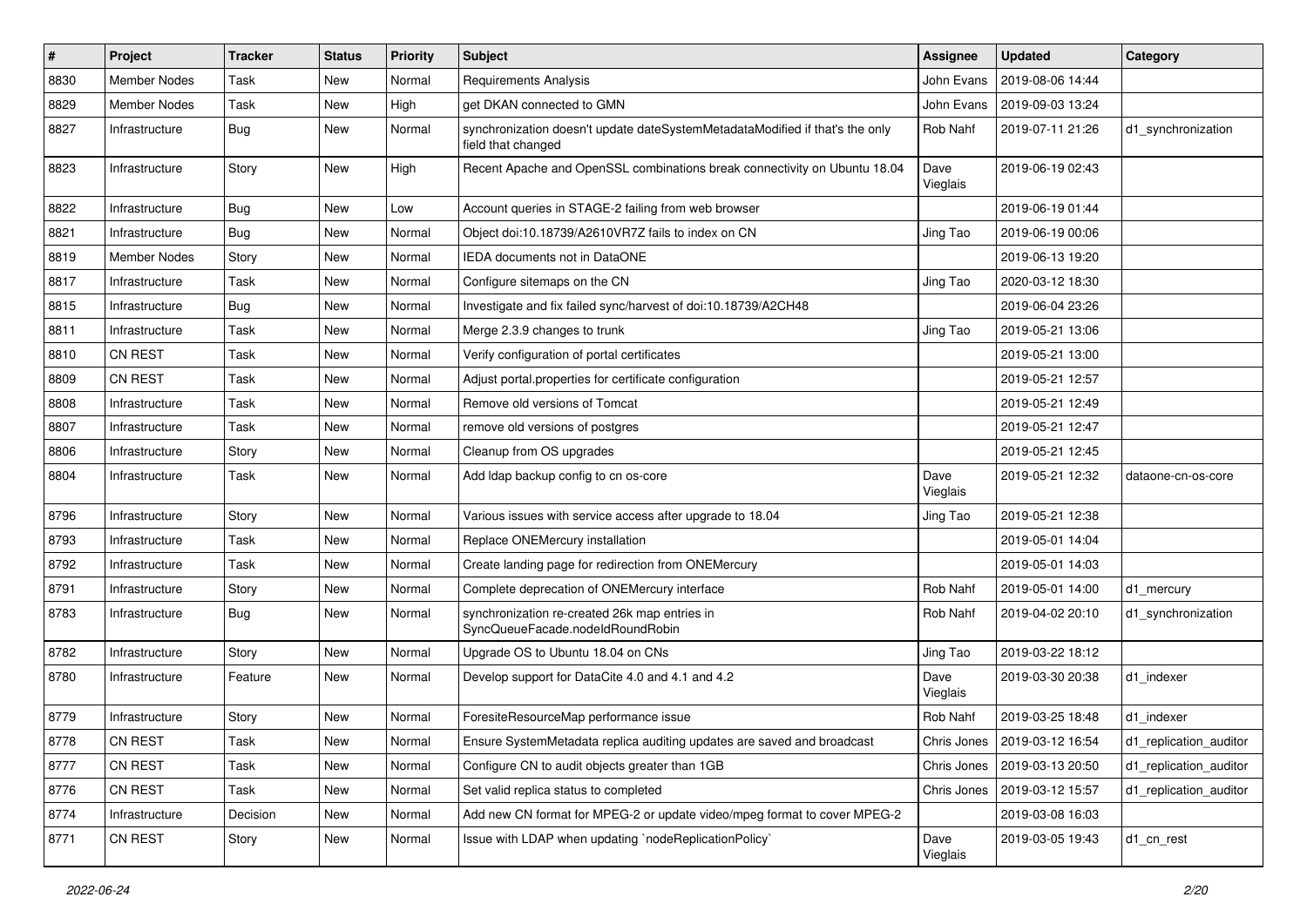| # | Project | Tracker | Status | Priority | Subject | Assignee | Updated | Category |
|---|---|---|---|---|---|---|---|---|
| 8830 | Member Nodes | Task | New | Normal | Requirements Analysis | John Evans | 2019-08-06 14:44 | |
| 8829 | Member Nodes | Task | New | High | get DKAN connected to GMN | John Evans | 2019-09-03 13:24 | |
| 8827 | Infrastructure | Bug | New | Normal | synchronization doesn't update dateSystemMetadataModified if that's the only field that changed | Rob Nahf | 2019-07-11 21:26 | d1_synchronization |
| 8823 | Infrastructure | Story | New | High | Recent Apache and OpenSSL combinations break connectivity on Ubuntu 18.04 | Dave Vieglais | 2019-06-19 02:43 | |
| 8822 | Infrastructure | Bug | New | Low | Account queries in STAGE-2 failing from web browser | | 2019-06-19 01:44 | |
| 8821 | Infrastructure | Bug | New | Normal | Object doi:10.18739/A2610VR7Z fails to index on CN | Jing Tao | 2019-06-19 00:06 | |
| 8819 | Member Nodes | Story | New | Normal | IEDA documents not in DataONE | | 2019-06-13 19:20 | |
| 8817 | Infrastructure | Task | New | Normal | Configure sitemaps on the CN | Jing Tao | 2020-03-12 18:30 | |
| 8815 | Infrastructure | Bug | New | Normal | Investigate and fix failed sync/harvest of doi:10.18739/A2CH48 | | 2019-06-04 23:26 | |
| 8811 | Infrastructure | Task | New | Normal | Merge 2.3.9 changes to trunk | Jing Tao | 2019-05-21 13:06 | |
| 8810 | CN REST | Task | New | Normal | Verify configuration of portal certificates | | 2019-05-21 13:00 | |
| 8809 | CN REST | Task | New | Normal | Adjust portal.properties for certificate configuration | | 2019-05-21 12:57 | |
| 8808 | Infrastructure | Task | New | Normal | Remove old versions of Tomcat | | 2019-05-21 12:49 | |
| 8807 | Infrastructure | Task | New | Normal | remove old versions of postgres | | 2019-05-21 12:47 | |
| 8806 | Infrastructure | Story | New | Normal | Cleanup from OS upgrades | | 2019-05-21 12:45 | |
| 8804 | Infrastructure | Task | New | Normal | Add ldap backup config to cn os-core | Dave Vieglais | 2019-05-21 12:32 | dataone-cn-os-core |
| 8796 | Infrastructure | Story | New | Normal | Various issues with service access after upgrade to 18.04 | Jing Tao | 2019-05-21 12:38 | |
| 8793 | Infrastructure | Task | New | Normal | Replace ONEMercury installation | | 2019-05-01 14:04 | |
| 8792 | Infrastructure | Task | New | Normal | Create landing page for redirection from ONEMercury | | 2019-05-01 14:03 | |
| 8791 | Infrastructure | Story | New | Normal | Complete deprecation of ONEMercury interface | Rob Nahf | 2019-05-01 14:00 | d1_mercury |
| 8783 | Infrastructure | Bug | New | Normal | synchronization re-created 26k map entries in SyncQueueFacade.nodeIdRoundRobin | Rob Nahf | 2019-04-02 20:10 | d1_synchronization |
| 8782 | Infrastructure | Story | New | Normal | Upgrade OS to Ubuntu 18.04 on CNs | Jing Tao | 2019-03-22 18:12 | |
| 8780 | Infrastructure | Feature | New | Normal | Develop support for DataCite 4.0 and 4.1 and 4.2 | Dave Vieglais | 2019-03-30 20:38 | d1_indexer |
| 8779 | Infrastructure | Story | New | Normal | ForesiteResourceMap performance issue | Rob Nahf | 2019-03-25 18:48 | d1_indexer |
| 8778 | CN REST | Task | New | Normal | Ensure SystemMetadata replica auditing updates are saved and broadcast | Chris Jones | 2019-03-12 16:54 | d1_replication_auditor |
| 8777 | CN REST | Task | New | Normal | Configure CN to audit objects greater than 1GB | Chris Jones | 2019-03-13 20:50 | d1_replication_auditor |
| 8776 | CN REST | Task | New | Normal | Set valid replica status to completed | Chris Jones | 2019-03-12 15:57 | d1_replication_auditor |
| 8774 | Infrastructure | Decision | New | Normal | Add new CN format for MPEG-2 or update video/mpeg format to cover MPEG-2 | | 2019-03-08 16:03 | |
| 8771 | CN REST | Story | New | Normal | Issue with LDAP when updating `nodeReplicationPolicy` | Dave Vieglais | 2019-03-05 19:43 | d1_cn_rest |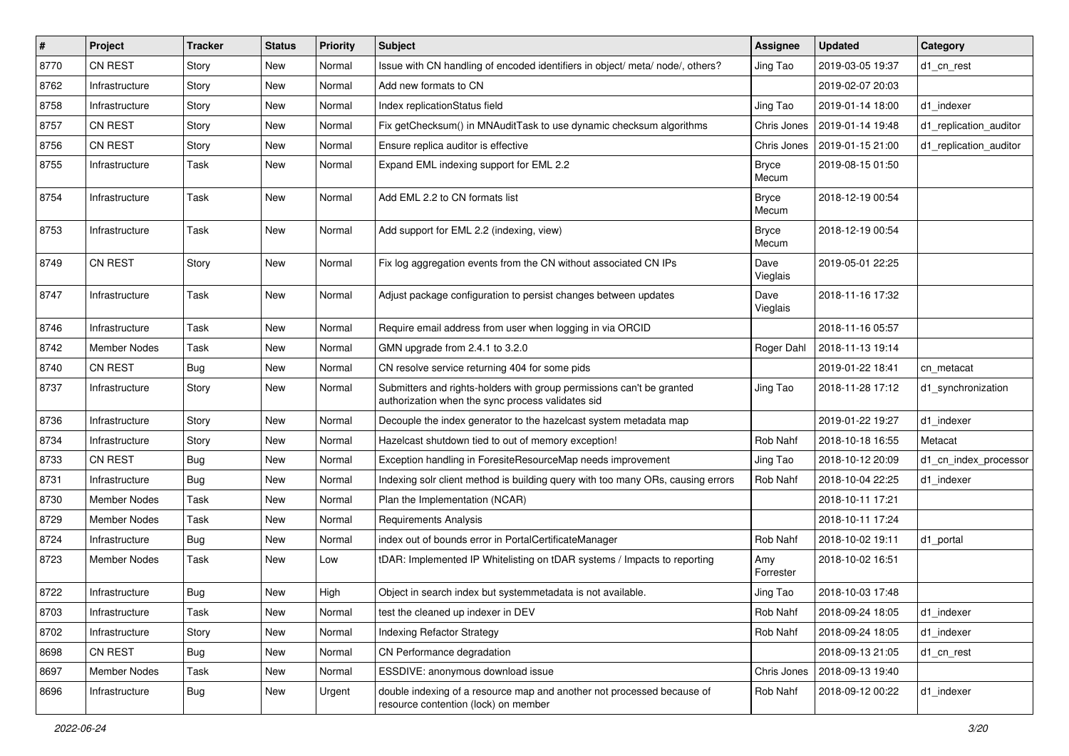| # | Project | Tracker | Status | Priority | Subject | Assignee | Updated | Category |
|---|---|---|---|---|---|---|---|---|
| 8770 | CN REST | Story | New | Normal | Issue with CN handling of encoded identifiers in object/ meta/ node/, others? | Jing Tao | 2019-03-05 19:37 | d1_cn_rest |
| 8762 | Infrastructure | Story | New | Normal | Add new formats to CN | | 2019-02-07 20:03 | |
| 8758 | Infrastructure | Story | New | Normal | Index replicationStatus field | Jing Tao | 2019-01-14 18:00 | d1_indexer |
| 8757 | CN REST | Story | New | Normal | Fix getChecksum() in MNAuditTask to use dynamic checksum algorithms | Chris Jones | 2019-01-14 19:48 | d1_replication_auditor |
| 8756 | CN REST | Story | New | Normal | Ensure replica auditor is effective | Chris Jones | 2019-01-15 21:00 | d1_replication_auditor |
| 8755 | Infrastructure | Task | New | Normal | Expand EML indexing support for EML 2.2 | Bryce Mecum | 2019-08-15 01:50 | |
| 8754 | Infrastructure | Task | New | Normal | Add EML 2.2 to CN formats list | Bryce Mecum | 2018-12-19 00:54 | |
| 8753 | Infrastructure | Task | New | Normal | Add support for EML 2.2 (indexing, view) | Bryce Mecum | 2018-12-19 00:54 | |
| 8749 | CN REST | Story | New | Normal | Fix log aggregation events from the CN without associated CN IPs | Dave Vieglais | 2019-05-01 22:25 | |
| 8747 | Infrastructure | Task | New | Normal | Adjust package configuration to persist changes between updates | Dave Vieglais | 2018-11-16 17:32 | |
| 8746 | Infrastructure | Task | New | Normal | Require email address from user when logging in via ORCID | | 2018-11-16 05:57 | |
| 8742 | Member Nodes | Task | New | Normal | GMN upgrade from 2.4.1 to 3.2.0 | Roger Dahl | 2018-11-13 19:14 | |
| 8740 | CN REST | Bug | New | Normal | CN resolve service returning 404 for some pids | | 2019-01-22 18:41 | cn_metacat |
| 8737 | Infrastructure | Story | New | Normal | Submitters and rights-holders with group permissions can't be granted authorization when the sync process validates sid | Jing Tao | 2018-11-28 17:12 | d1_synchronization |
| 8736 | Infrastructure | Story | New | Normal | Decouple the index generator to the hazelcast system metadata map | | 2019-01-22 19:27 | d1_indexer |
| 8734 | Infrastructure | Story | New | Normal | Hazelcast shutdown tied to out of memory exception! | Rob Nahf | 2018-10-18 16:55 | Metacat |
| 8733 | CN REST | Bug | New | Normal | Exception handling in ForesiteResourceMap needs improvement | Jing Tao | 2018-10-12 20:09 | d1_cn_index_processor |
| 8731 | Infrastructure | Bug | New | Normal | Indexing solr client method is building query with too many ORs, causing errors | Rob Nahf | 2018-10-04 22:25 | d1_indexer |
| 8730 | Member Nodes | Task | New | Normal | Plan the Implementation (NCAR) | | 2018-10-11 17:21 | |
| 8729 | Member Nodes | Task | New | Normal | Requirements Analysis | | 2018-10-11 17:24 | |
| 8724 | Infrastructure | Bug | New | Normal | index out of bounds error in PortalCertificateManager | Rob Nahf | 2018-10-02 19:11 | d1_portal |
| 8723 | Member Nodes | Task | New | Low | tDAR: Implemented IP Whitelisting on tDAR systems / Impacts to reporting | Amy Forrester | 2018-10-02 16:51 | |
| 8722 | Infrastructure | Bug | New | High | Object in search index but systemmetadata is not available. | Jing Tao | 2018-10-03 17:48 | |
| 8703 | Infrastructure | Task | New | Normal | test the cleaned up indexer in DEV | Rob Nahf | 2018-09-24 18:05 | d1_indexer |
| 8702 | Infrastructure | Story | New | Normal | Indexing Refactor Strategy | Rob Nahf | 2018-09-24 18:05 | d1_indexer |
| 8698 | CN REST | Bug | New | Normal | CN Performance degradation | | 2018-09-13 21:05 | d1_cn_rest |
| 8697 | Member Nodes | Task | New | Normal | ESSDIVE: anonymous download issue | Chris Jones | 2018-09-13 19:40 | |
| 8696 | Infrastructure | Bug | New | Urgent | double indexing of a resource map and another not processed because of resource contention (lock) on member | Rob Nahf | 2018-09-12 00:22 | d1_indexer |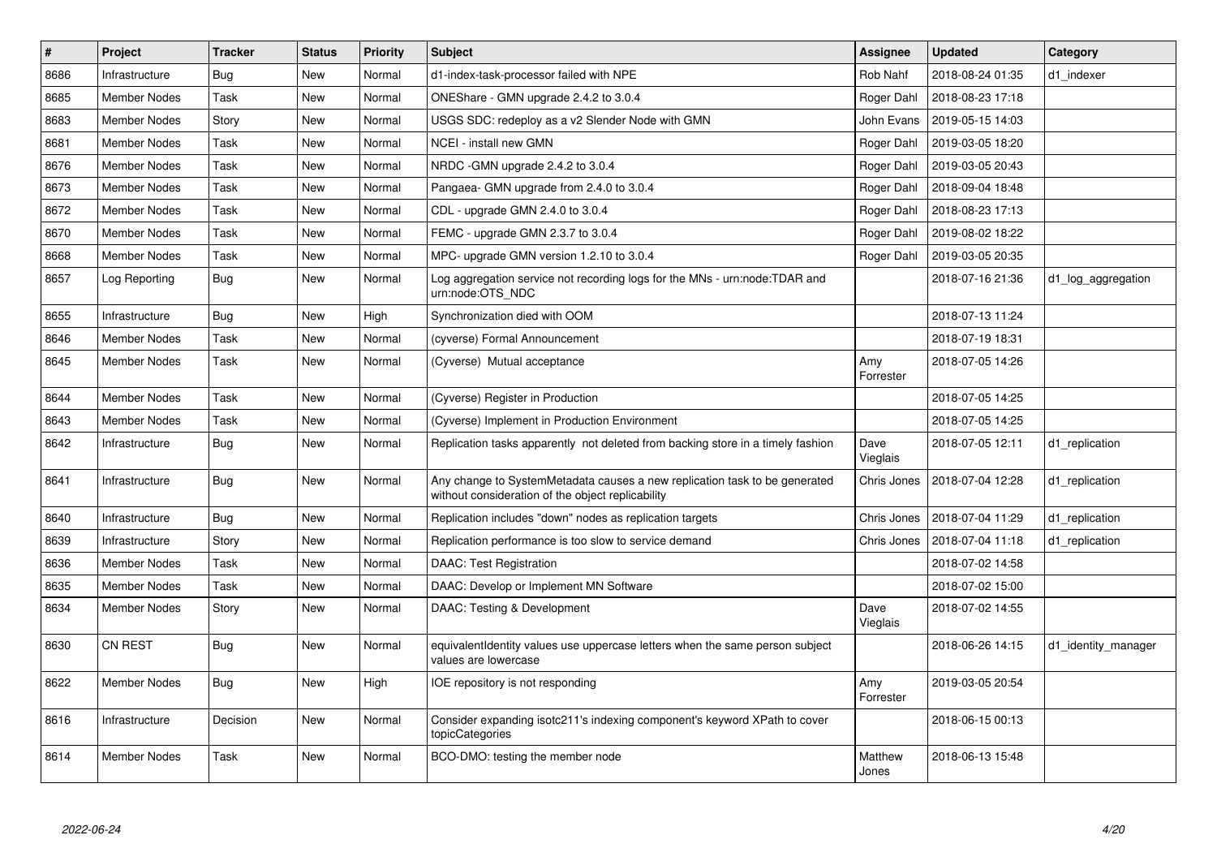| # | Project | Tracker | Status | Priority | Subject | Assignee | Updated | Category |
|---|---|---|---|---|---|---|---|---|
| 8686 | Infrastructure | Bug | New | Normal | d1-index-task-processor failed with NPE | Rob Nahf | 2018-08-24 01:35 | d1_indexer |
| 8685 | Member Nodes | Task | New | Normal | ONEShare - GMN upgrade 2.4.2 to 3.0.4 | Roger Dahl | 2018-08-23 17:18 | |
| 8683 | Member Nodes | Story | New | Normal | USGS SDC: redeploy as a v2 Slender Node with GMN | John Evans | 2019-05-15 14:03 | |
| 8681 | Member Nodes | Task | New | Normal | NCEI - install new GMN | Roger Dahl | 2019-03-05 18:20 | |
| 8676 | Member Nodes | Task | New | Normal | NRDC -GMN upgrade 2.4.2 to 3.0.4 | Roger Dahl | 2019-03-05 20:43 | |
| 8673 | Member Nodes | Task | New | Normal | Pangaea- GMN upgrade from 2.4.0 to 3.0.4 | Roger Dahl | 2018-09-04 18:48 | |
| 8672 | Member Nodes | Task | New | Normal | CDL - upgrade GMN 2.4.0 to 3.0.4 | Roger Dahl | 2018-08-23 17:13 | |
| 8670 | Member Nodes | Task | New | Normal | FEMC - upgrade GMN 2.3.7 to 3.0.4 | Roger Dahl | 2019-08-02 18:22 | |
| 8668 | Member Nodes | Task | New | Normal | MPC- upgrade GMN version 1.2.10 to 3.0.4 | Roger Dahl | 2019-03-05 20:35 | |
| 8657 | Log Reporting | Bug | New | Normal | Log aggregation service not recording logs for the MNs - urn:node:TDAR and urn:node:OTS_NDC | | 2018-07-16 21:36 | d1_log_aggregation |
| 8655 | Infrastructure | Bug | New | High | Synchronization died with OOM | | 2018-07-13 11:24 | |
| 8646 | Member Nodes | Task | New | Normal | (cyverse) Formal Announcement | | 2018-07-19 18:31 | |
| 8645 | Member Nodes | Task | New | Normal | (Cyverse) Mutual acceptance | Amy Forrester | 2018-07-05 14:26 | |
| 8644 | Member Nodes | Task | New | Normal | (Cyverse) Register in Production | | 2018-07-05 14:25 | |
| 8643 | Member Nodes | Task | New | Normal | (Cyverse) Implement in Production Environment | | 2018-07-05 14:25 | |
| 8642 | Infrastructure | Bug | New | Normal | Replication tasks apparently not deleted from backing store in a timely fashion | Dave Vieglais | 2018-07-05 12:11 | d1_replication |
| 8641 | Infrastructure | Bug | New | Normal | Any change to SystemMetadata causes a new replication task to be generated without consideration of the object replicability | Chris Jones | 2018-07-04 12:28 | d1_replication |
| 8640 | Infrastructure | Bug | New | Normal | Replication includes "down" nodes as replication targets | Chris Jones | 2018-07-04 11:29 | d1_replication |
| 8639 | Infrastructure | Story | New | Normal | Replication performance is too slow to service demand | Chris Jones | 2018-07-04 11:18 | d1_replication |
| 8636 | Member Nodes | Task | New | Normal | DAAC: Test Registration | | 2018-07-02 14:58 | |
| 8635 | Member Nodes | Task | New | Normal | DAAC: Develop or Implement MN Software | | 2018-07-02 15:00 | |
| 8634 | Member Nodes | Story | New | Normal | DAAC: Testing & Development | Dave Vieglais | 2018-07-02 14:55 | |
| 8630 | CN REST | Bug | New | Normal | equivalentIdentity values use uppercase letters when the same person subject values are lowercase | | 2018-06-26 14:15 | d1_identity_manager |
| 8622 | Member Nodes | Bug | New | High | IOE repository is not responding | Amy Forrester | 2019-03-05 20:54 | |
| 8616 | Infrastructure | Decision | New | Normal | Consider expanding isotc211's indexing component's keyword XPath to cover topicCategories | | 2018-06-15 00:13 | |
| 8614 | Member Nodes | Task | New | Normal | BCO-DMO: testing the member node | Matthew Jones | 2018-06-13 15:48 | |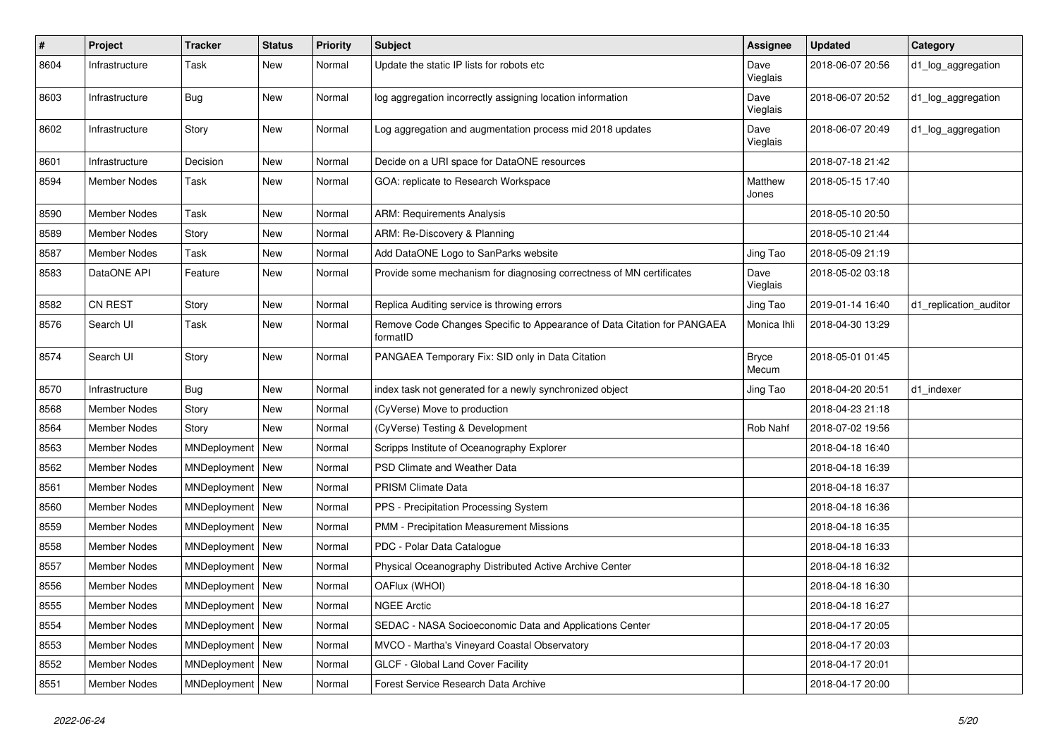| # | Project | Tracker | Status | Priority | Subject | Assignee | Updated | Category |
|---|---|---|---|---|---|---|---|---|
| 8604 | Infrastructure | Task | New | Normal | Update the static IP lists for robots etc | Dave Vieglais | 2018-06-07 20:56 | d1_log_aggregation |
| 8603 | Infrastructure | Bug | New | Normal | log aggregation incorrectly assigning location information | Dave Vieglais | 2018-06-07 20:52 | d1_log_aggregation |
| 8602 | Infrastructure | Story | New | Normal | Log aggregation and augmentation process mid 2018 updates | Dave Vieglais | 2018-06-07 20:49 | d1_log_aggregation |
| 8601 | Infrastructure | Decision | New | Normal | Decide on a URI space for DataONE resources | | 2018-07-18 21:42 | |
| 8594 | Member Nodes | Task | New | Normal | GOA: replicate to Research Workspace | Matthew Jones | 2018-05-15 17:40 | |
| 8590 | Member Nodes | Task | New | Normal | ARM: Requirements Analysis | | 2018-05-10 20:50 | |
| 8589 | Member Nodes | Story | New | Normal | ARM: Re-Discovery & Planning | | 2018-05-10 21:44 | |
| 8587 | Member Nodes | Task | New | Normal | Add DataONE Logo to SanParks website | Jing Tao | 2018-05-09 21:19 | |
| 8583 | DataONE API | Feature | New | Normal | Provide some mechanism for diagnosing correctness of MN certificates | Dave Vieglais | 2018-05-02 03:18 | |
| 8582 | CN REST | Story | New | Normal | Replica Auditing service is throwing errors | Jing Tao | 2019-01-14 16:40 | d1_replication_auditor |
| 8576 | Search UI | Task | New | Normal | Remove Code Changes Specific to Appearance of Data Citation for PANGAEA formatID | Monica Ihli | 2018-04-30 13:29 | |
| 8574 | Search UI | Story | New | Normal | PANGAEA Temporary Fix: SID only in Data Citation | Bryce Mecum | 2018-05-01 01:45 | |
| 8570 | Infrastructure | Bug | New | Normal | index task not generated for a newly synchronized object | Jing Tao | 2018-04-20 20:51 | d1_indexer |
| 8568 | Member Nodes | Story | New | Normal | (CyVerse) Move to production | | 2018-04-23 21:18 | |
| 8564 | Member Nodes | Story | New | Normal | (CyVerse) Testing & Development | Rob Nahf | 2018-07-02 19:56 | |
| 8563 | Member Nodes | MNDeployment | New | Normal | Scripps Institute of Oceanography Explorer | | 2018-04-18 16:40 | |
| 8562 | Member Nodes | MNDeployment | New | Normal | PSD Climate and Weather Data | | 2018-04-18 16:39 | |
| 8561 | Member Nodes | MNDeployment | New | Normal | PRISM Climate Data | | 2018-04-18 16:37 | |
| 8560 | Member Nodes | MNDeployment | New | Normal | PPS - Precipitation Processing System | | 2018-04-18 16:36 | |
| 8559 | Member Nodes | MNDeployment | New | Normal | PMM - Precipitation Measurement Missions | | 2018-04-18 16:35 | |
| 8558 | Member Nodes | MNDeployment | New | Normal | PDC - Polar Data Catalogue | | 2018-04-18 16:33 | |
| 8557 | Member Nodes | MNDeployment | New | Normal | Physical Oceanography Distributed Active Archive Center | | 2018-04-18 16:32 | |
| 8556 | Member Nodes | MNDeployment | New | Normal | OAFlux (WHOI) | | 2018-04-18 16:30 | |
| 8555 | Member Nodes | MNDeployment | New | Normal | NGEE Arctic | | 2018-04-18 16:27 | |
| 8554 | Member Nodes | MNDeployment | New | Normal | SEDAC - NASA Socioeconomic Data and Applications Center | | 2018-04-17 20:05 | |
| 8553 | Member Nodes | MNDeployment | New | Normal | MVCO - Martha's Vineyard Coastal Observatory | | 2018-04-17 20:03 | |
| 8552 | Member Nodes | MNDeployment | New | Normal | GLCF - Global Land Cover Facility | | 2018-04-17 20:01 | |
| 8551 | Member Nodes | MNDeployment | New | Normal | Forest Service Research Data Archive | | 2018-04-17 20:00 | |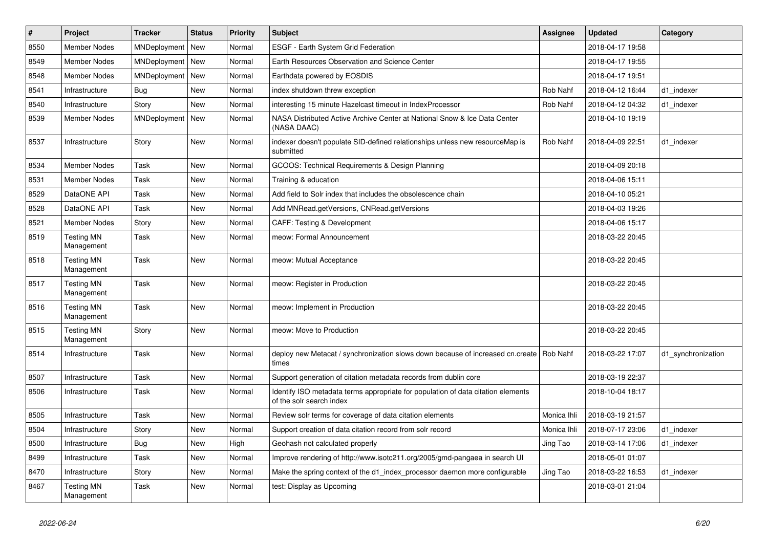| # | Project | Tracker | Status | Priority | Subject | Assignee | Updated | Category |
|---|---|---|---|---|---|---|---|---|
| 8550 | Member Nodes | MNDeployment | New | Normal | ESGF - Earth System Grid Federation | | 2018-04-17 19:58 | |
| 8549 | Member Nodes | MNDeployment | New | Normal | Earth Resources Observation and Science Center | | 2018-04-17 19:55 | |
| 8548 | Member Nodes | MNDeployment | New | Normal | Earthdata powered by EOSDIS | | 2018-04-17 19:51 | |
| 8541 | Infrastructure | Bug | New | Normal | index shutdown threw exception | Rob Nahf | 2018-04-12 16:44 | d1_indexer |
| 8540 | Infrastructure | Story | New | Normal | interesting 15 minute Hazelcast timeout in IndexProcessor | Rob Nahf | 2018-04-12 04:32 | d1_indexer |
| 8539 | Member Nodes | MNDeployment | New | Normal | NASA Distributed Active Archive Center at National Snow & Ice Data Center (NASA DAAC) | | 2018-04-10 19:19 | |
| 8537 | Infrastructure | Story | New | Normal | indexer doesn't populate SID-defined relationships unless new resourceMap is submitted | Rob Nahf | 2018-04-09 22:51 | d1_indexer |
| 8534 | Member Nodes | Task | New | Normal | GCOOS: Technical Requirements & Design Planning | | 2018-04-09 20:18 | |
| 8531 | Member Nodes | Task | New | Normal | Training & education | | 2018-04-06 15:11 | |
| 8529 | DataONE API | Task | New | Normal | Add field to Solr index that includes the obsolescence chain | | 2018-04-10 05:21 | |
| 8528 | DataONE API | Task | New | Normal | Add MNRead.getVersions, CNRead.getVersions | | 2018-04-03 19:26 | |
| 8521 | Member Nodes | Story | New | Normal | CAFF: Testing & Development | | 2018-04-06 15:17 | |
| 8519 | Testing MN Management | Task | New | Normal | meow: Formal Announcement | | 2018-03-22 20:45 | |
| 8518 | Testing MN Management | Task | New | Normal | meow: Mutual Acceptance | | 2018-03-22 20:45 | |
| 8517 | Testing MN Management | Task | New | Normal | meow: Register in Production | | 2018-03-22 20:45 | |
| 8516 | Testing MN Management | Task | New | Normal | meow: Implement in Production | | 2018-03-22 20:45 | |
| 8515 | Testing MN Management | Story | New | Normal | meow: Move to Production | | 2018-03-22 20:45 | |
| 8514 | Infrastructure | Task | New | Normal | deploy new Metacat / synchronization slows down because of increased cn.create times | Rob Nahf | 2018-03-22 17:07 | d1_synchronization |
| 8507 | Infrastructure | Task | New | Normal | Support generation of citation metadata records from dublin core | | 2018-03-19 22:37 | |
| 8506 | Infrastructure | Task | New | Normal | Identify ISO metadata terms appropriate for population of data citation elements of the solr search index | | 2018-10-04 18:17 | |
| 8505 | Infrastructure | Task | New | Normal | Review solr terms for coverage of data citation elements | Monica Ihli | 2018-03-19 21:57 | |
| 8504 | Infrastructure | Story | New | Normal | Support creation of data citation record from solr record | Monica Ihli | 2018-07-17 23:06 | d1_indexer |
| 8500 | Infrastructure | Bug | New | High | Geohash not calculated properly | Jing Tao | 2018-03-14 17:06 | d1_indexer |
| 8499 | Infrastructure | Task | New | Normal | Improve rendering of http://www.isotc211.org/2005/gmd-pangaea in search UI | | 2018-05-01 01:07 | |
| 8470 | Infrastructure | Story | New | Normal | Make the spring context of the d1_index_processor daemon more configurable | Jing Tao | 2018-03-22 16:53 | d1_indexer |
| 8467 | Testing MN Management | Task | New | Normal | test: Display as Upcoming | | 2018-03-01 21:04 | |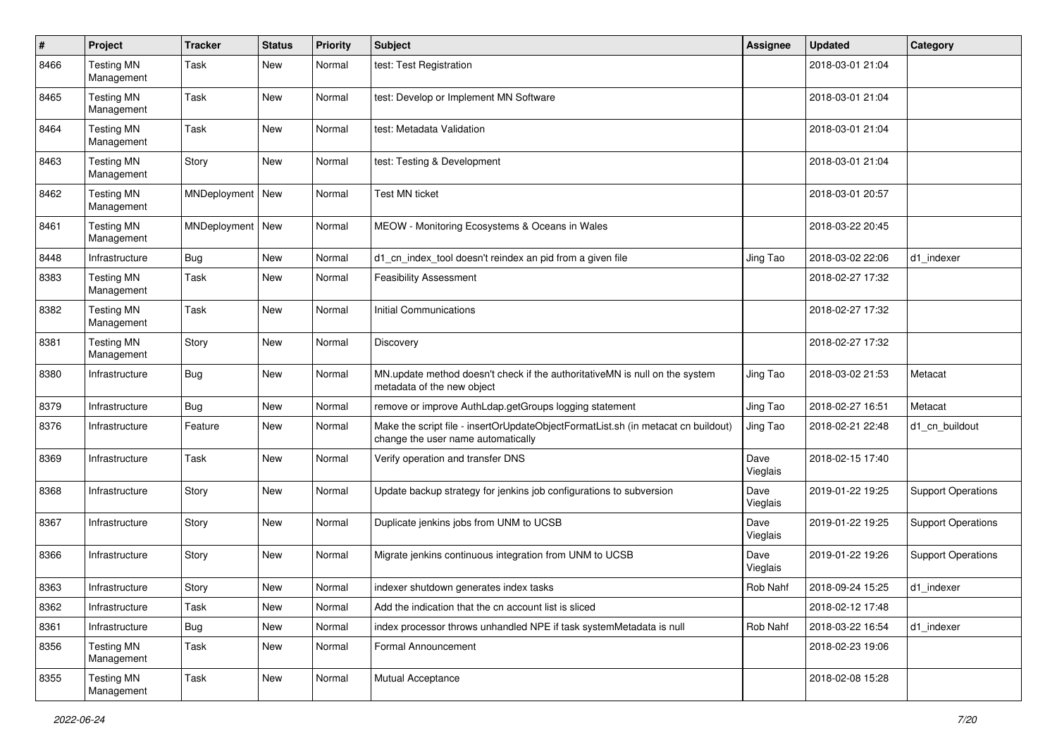| # | Project | Tracker | Status | Priority | Subject | Assignee | Updated | Category |
|---|---|---|---|---|---|---|---|---|
| 8466 | Testing MN Management | Task | New | Normal | test: Test Registration | | 2018-03-01 21:04 | |
| 8465 | Testing MN Management | Task | New | Normal | test: Develop or Implement MN Software | | 2018-03-01 21:04 | |
| 8464 | Testing MN Management | Task | New | Normal | test: Metadata Validation | | 2018-03-01 21:04 | |
| 8463 | Testing MN Management | Story | New | Normal | test: Testing & Development | | 2018-03-01 21:04 | |
| 8462 | Testing MN Management | MNDeployment | New | Normal | Test MN ticket | | 2018-03-01 20:57 | |
| 8461 | Testing MN Management | MNDeployment | New | Normal | MEOW - Monitoring Ecosystems & Oceans in Wales | | 2018-03-22 20:45 | |
| 8448 | Infrastructure | Bug | New | Normal | d1_cn_index_tool doesn't reindex an pid from a given file | Jing Tao | 2018-03-02 22:06 | d1_indexer |
| 8383 | Testing MN Management | Task | New | Normal | Feasibility Assessment | | 2018-02-27 17:32 | |
| 8382 | Testing MN Management | Task | New | Normal | Initial Communications | | 2018-02-27 17:32 | |
| 8381 | Testing MN Management | Story | New | Normal | Discovery | | 2018-02-27 17:32 | |
| 8380 | Infrastructure | Bug | New | Normal | MN.update method doesn't check if the authoritativeMN is null on the system metadata of the new object | Jing Tao | 2018-03-02 21:53 | Metacat |
| 8379 | Infrastructure | Bug | New | Normal | remove or improve AuthLdap.getGroups logging statement | Jing Tao | 2018-02-27 16:51 | Metacat |
| 8376 | Infrastructure | Feature | New | Normal | Make the script file - insertOrUpdateObjectFormatList.sh (in metacat cn buildout) change the user name automatically | Jing Tao | 2018-02-21 22:48 | d1_cn_buildout |
| 8369 | Infrastructure | Task | New | Normal | Verify operation and transfer DNS | Dave Vieglais | 2018-02-15 17:40 | |
| 8368 | Infrastructure | Story | New | Normal | Update backup strategy for jenkins job configurations to subversion | Dave Vieglais | 2019-01-22 19:25 | Support Operations |
| 8367 | Infrastructure | Story | New | Normal | Duplicate jenkins jobs from UNM to UCSB | Dave Vieglais | 2019-01-22 19:25 | Support Operations |
| 8366 | Infrastructure | Story | New | Normal | Migrate jenkins continuous integration from UNM to UCSB | Dave Vieglais | 2019-01-22 19:26 | Support Operations |
| 8363 | Infrastructure | Story | New | Normal | indexer shutdown generates index tasks | Rob Nahf | 2018-09-24 15:25 | d1_indexer |
| 8362 | Infrastructure | Task | New | Normal | Add the indication that the cn account list is sliced | | 2018-02-12 17:48 | |
| 8361 | Infrastructure | Bug | New | Normal | index processor throws unhandled NPE if task systemMetadata is null | Rob Nahf | 2018-03-22 16:54 | d1_indexer |
| 8356 | Testing MN Management | Task | New | Normal | Formal Announcement | | 2018-02-23 19:06 | |
| 8355 | Testing MN Management | Task | New | Normal | Mutual Acceptance | | 2018-02-08 15:28 | |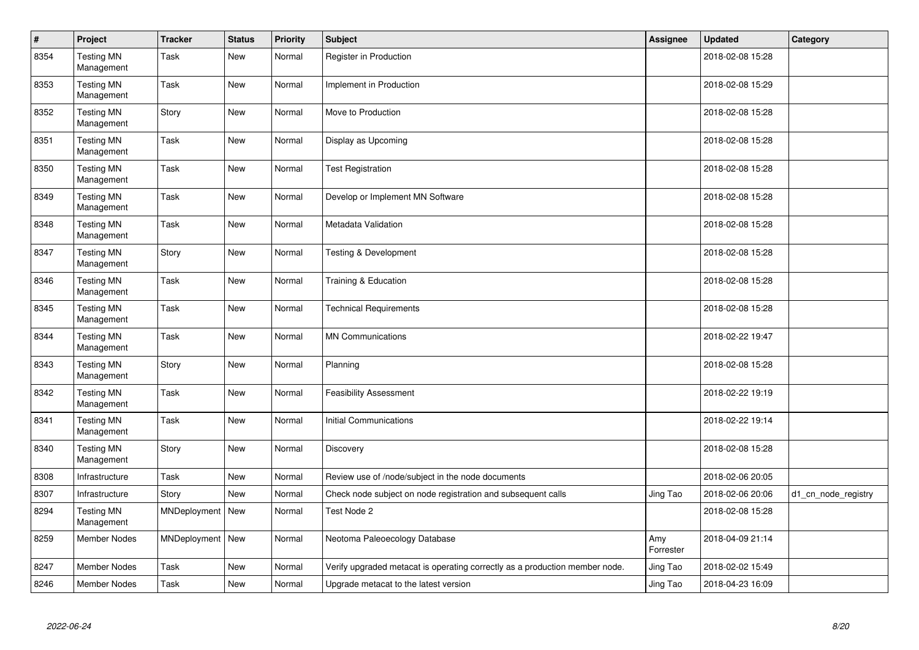| # | Project | Tracker | Status | Priority | Subject | Assignee | Updated | Category |
|---|---|---|---|---|---|---|---|---|
| 8354 | Testing MN Management | Task | New | Normal | Register in Production | | 2018-02-08 15:28 | |
| 8353 | Testing MN Management | Task | New | Normal | Implement in Production | | 2018-02-08 15:29 | |
| 8352 | Testing MN Management | Story | New | Normal | Move to Production | | 2018-02-08 15:28 | |
| 8351 | Testing MN Management | Task | New | Normal | Display as Upcoming | | 2018-02-08 15:28 | |
| 8350 | Testing MN Management | Task | New | Normal | Test Registration | | 2018-02-08 15:28 | |
| 8349 | Testing MN Management | Task | New | Normal | Develop or Implement MN Software | | 2018-02-08 15:28 | |
| 8348 | Testing MN Management | Task | New | Normal | Metadata Validation | | 2018-02-08 15:28 | |
| 8347 | Testing MN Management | Story | New | Normal | Testing & Development | | 2018-02-08 15:28 | |
| 8346 | Testing MN Management | Task | New | Normal | Training & Education | | 2018-02-08 15:28 | |
| 8345 | Testing MN Management | Task | New | Normal | Technical Requirements | | 2018-02-08 15:28 | |
| 8344 | Testing MN Management | Task | New | Normal | MN Communications | | 2018-02-22 19:47 | |
| 8343 | Testing MN Management | Story | New | Normal | Planning | | 2018-02-08 15:28 | |
| 8342 | Testing MN Management | Task | New | Normal | Feasibility Assessment | | 2018-02-22 19:19 | |
| 8341 | Testing MN Management | Task | New | Normal | Initial Communications | | 2018-02-22 19:14 | |
| 8340 | Testing MN Management | Story | New | Normal | Discovery | | 2018-02-08 15:28 | |
| 8308 | Infrastructure | Task | New | Normal | Review use of /node/subject in the node documents | | 2018-02-06 20:05 | |
| 8307 | Infrastructure | Story | New | Normal | Check node subject on node registration and subsequent calls | Jing Tao | 2018-02-06 20:06 | d1_cn_node_registry |
| 8294 | Testing MN Management | MNDeployment | New | Normal | Test Node 2 | | 2018-02-08 15:28 | |
| 8259 | Member Nodes | MNDeployment | New | Normal | Neotoma Paleoecology Database | Amy Forrester | 2018-04-09 21:14 | |
| 8247 | Member Nodes | Task | New | Normal | Verify upgraded metacat is operating correctly as a production member node. | Jing Tao | 2018-02-02 15:49 | |
| 8246 | Member Nodes | Task | New | Normal | Upgrade metacat to the latest version | Jing Tao | 2018-04-23 16:09 | |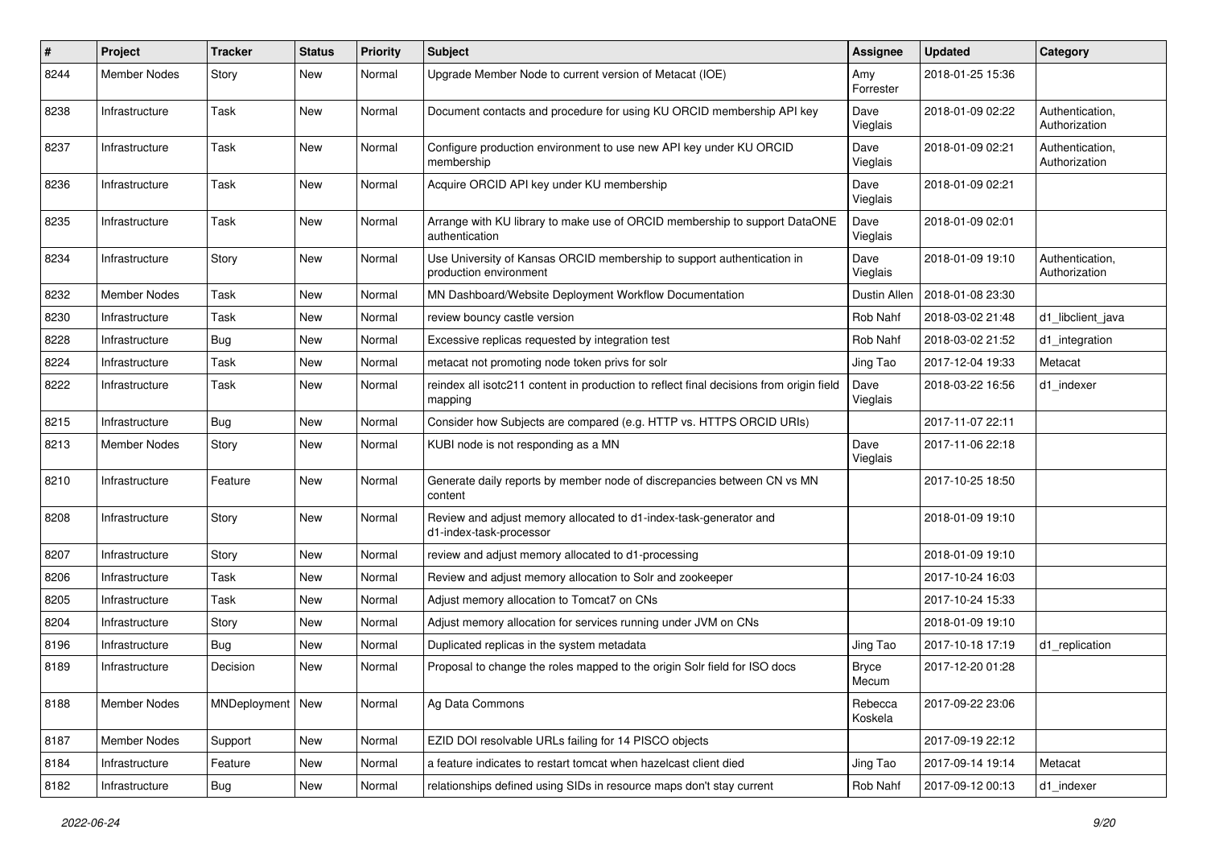| # | Project | Tracker | Status | Priority | Subject | Assignee | Updated | Category |
|---|---|---|---|---|---|---|---|---|
| 8244 | Member Nodes | Story | New | Normal | Upgrade Member Node to current version of Metacat (IOE) | Amy Forrester | 2018-01-25 15:36 | |
| 8238 | Infrastructure | Task | New | Normal | Document contacts and procedure for using KU ORCID membership API key | Dave Vieglais | 2018-01-09 02:22 | Authentication, Authorization |
| 8237 | Infrastructure | Task | New | Normal | Configure production environment to use new API key under KU ORCID membership | Dave Vieglais | 2018-01-09 02:21 | Authentication, Authorization |
| 8236 | Infrastructure | Task | New | Normal | Acquire ORCID API key under KU membership | Dave Vieglais | 2018-01-09 02:21 | |
| 8235 | Infrastructure | Task | New | Normal | Arrange with KU library to make use of ORCID membership to support DataONE authentication | Dave Vieglais | 2018-01-09 02:01 | |
| 8234 | Infrastructure | Story | New | Normal | Use University of Kansas ORCID membership to support authentication in production environment | Dave Vieglais | 2018-01-09 19:10 | Authentication, Authorization |
| 8232 | Member Nodes | Task | New | Normal | MN Dashboard/Website Deployment Workflow Documentation | Dustin Allen | 2018-01-08 23:30 | |
| 8230 | Infrastructure | Task | New | Normal | review bouncy castle version | Rob Nahf | 2018-03-02 21:48 | d1_libclient_java |
| 8228 | Infrastructure | Bug | New | Normal | Excessive replicas requested by integration test | Rob Nahf | 2018-03-02 21:52 | d1_integration |
| 8224 | Infrastructure | Task | New | Normal | metacat not promoting node token privs for solr | Jing Tao | 2017-12-04 19:33 | Metacat |
| 8222 | Infrastructure | Task | New | Normal | reindex all isotc211 content in production to reflect final decisions from origin field mapping | Dave Vieglais | 2018-03-22 16:56 | d1_indexer |
| 8215 | Infrastructure | Bug | New | Normal | Consider how Subjects are compared (e.g. HTTP vs. HTTPS ORCID URIs) | | 2017-11-07 22:11 | |
| 8213 | Member Nodes | Story | New | Normal | KUBI node is not responding as a MN | Dave Vieglais | 2017-11-06 22:18 | |
| 8210 | Infrastructure | Feature | New | Normal | Generate daily reports by member node of discrepancies between CN vs MN content | | 2017-10-25 18:50 | |
| 8208 | Infrastructure | Story | New | Normal | Review and adjust memory allocated to d1-index-task-generator and d1-index-task-processor | | 2018-01-09 19:10 | |
| 8207 | Infrastructure | Story | New | Normal | review and adjust memory allocated to d1-processing | | 2018-01-09 19:10 | |
| 8206 | Infrastructure | Task | New | Normal | Review and adjust memory allocation to Solr and zookeeper | | 2017-10-24 16:03 | |
| 8205 | Infrastructure | Task | New | Normal | Adjust memory allocation to Tomcat7 on CNs | | 2017-10-24 15:33 | |
| 8204 | Infrastructure | Story | New | Normal | Adjust memory allocation for services running under JVM on CNs | | 2018-01-09 19:10 | |
| 8196 | Infrastructure | Bug | New | Normal | Duplicated replicas in the system metadata | Jing Tao | 2017-10-18 17:19 | d1_replication |
| 8189 | Infrastructure | Decision | New | Normal | Proposal to change the roles mapped to the origin Solr field for ISO docs | Bryce Mecum | 2017-12-20 01:28 | |
| 8188 | Member Nodes | MNDeployment | New | Normal | Ag Data Commons | Rebecca Koskela | 2017-09-22 23:06 | |
| 8187 | Member Nodes | Support | New | Normal | EZID DOI resolvable URLs failing for 14 PISCO objects | | 2017-09-19 22:12 | |
| 8184 | Infrastructure | Feature | New | Normal | a feature indicates to restart tomcat when hazelcast client died | Jing Tao | 2017-09-14 19:14 | Metacat |
| 8182 | Infrastructure | Bug | New | Normal | relationships defined using SIDs in resource maps don't stay current | Rob Nahf | 2017-09-12 00:13 | d1_indexer |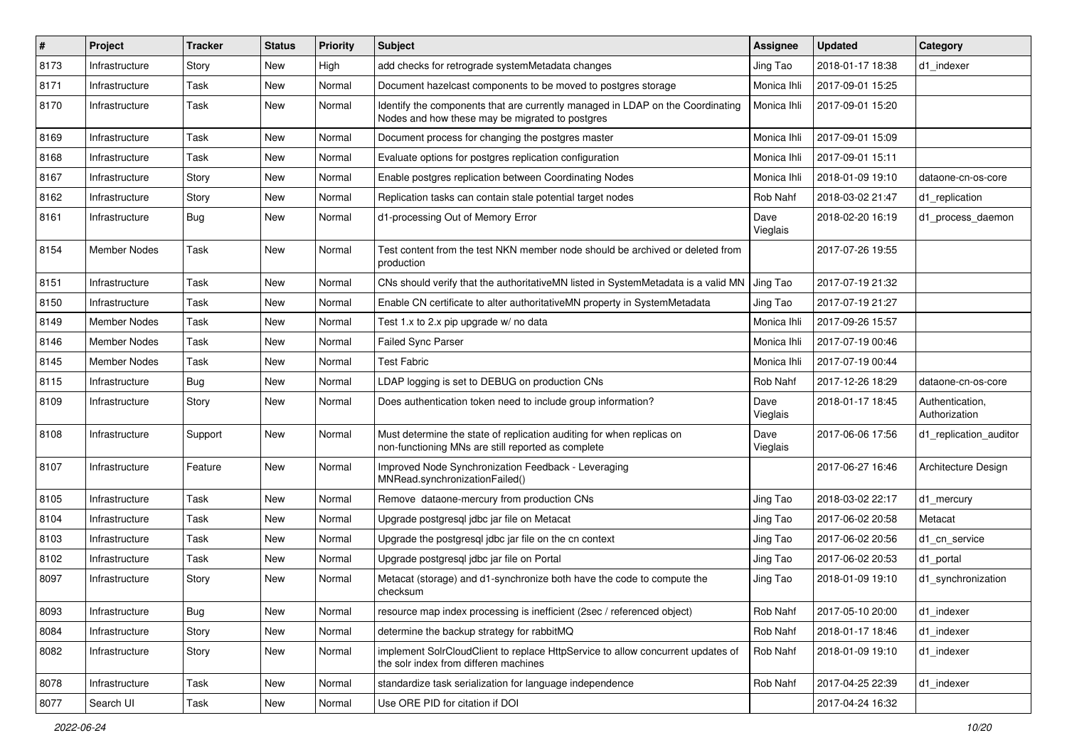| # | Project | Tracker | Status | Priority | Subject | Assignee | Updated | Category |
|---|---|---|---|---|---|---|---|---|
| 8173 | Infrastructure | Story | New | High | add checks for retrograde systemMetadata changes | Jing Tao | 2018-01-17 18:38 | d1_indexer |
| 8171 | Infrastructure | Task | New | Normal | Document hazelcast components to be moved to postgres storage | Monica Ihli | 2017-09-01 15:25 | |
| 8170 | Infrastructure | Task | New | Normal | Identify the components that are currently managed in LDAP on the Coordinating Nodes and how these may be migrated to postgres | Monica Ihli | 2017-09-01 15:20 | |
| 8169 | Infrastructure | Task | New | Normal | Document process for changing the postgres master | Monica Ihli | 2017-09-01 15:09 | |
| 8168 | Infrastructure | Task | New | Normal | Evaluate options for postgres replication configuration | Monica Ihli | 2017-09-01 15:11 | |
| 8167 | Infrastructure | Story | New | Normal | Enable postgres replication between Coordinating Nodes | Monica Ihli | 2018-01-09 19:10 | dataone-cn-os-core |
| 8162 | Infrastructure | Story | New | Normal | Replication tasks can contain stale potential target nodes | Rob Nahf | 2018-03-02 21:47 | d1_replication |
| 8161 | Infrastructure | Bug | New | Normal | d1-processing Out of Memory Error | Dave Vieglais | 2018-02-20 16:19 | d1_process_daemon |
| 8154 | Member Nodes | Task | New | Normal | Test content from the test NKN member node should be archived or deleted from production | | 2017-07-26 19:55 | |
| 8151 | Infrastructure | Task | New | Normal | CNs should verify that the authoritativeMN listed in SystemMetadata is a valid MN | Jing Tao | 2017-07-19 21:32 | |
| 8150 | Infrastructure | Task | New | Normal | Enable CN certificate to alter authoritativeMN property in SystemMetadata | Jing Tao | 2017-07-19 21:27 | |
| 8149 | Member Nodes | Task | New | Normal | Test 1.x to 2.x pip upgrade w/ no data | Monica Ihli | 2017-09-26 15:57 | |
| 8146 | Member Nodes | Task | New | Normal | Failed Sync Parser | Monica Ihli | 2017-07-19 00:46 | |
| 8145 | Member Nodes | Task | New | Normal | Test Fabric | Monica Ihli | 2017-07-19 00:44 | |
| 8115 | Infrastructure | Bug | New | Normal | LDAP logging is set to DEBUG on production CNs | Rob Nahf | 2017-12-26 18:29 | dataone-cn-os-core |
| 8109 | Infrastructure | Story | New | Normal | Does authentication token need to include group information? | Dave Vieglais | 2018-01-17 18:45 | Authentication, Authorization |
| 8108 | Infrastructure | Support | New | Normal | Must determine the state of replication auditing for when replicas on non-functioning MNs are still reported as complete | Dave Vieglais | 2017-06-06 17:56 | d1_replication_auditor |
| 8107 | Infrastructure | Feature | New | Normal | Improved Node Synchronization Feedback - Leveraging MNRead.synchronizationFailed() | | 2017-06-27 16:46 | Architecture Design |
| 8105 | Infrastructure | Task | New | Normal | Remove dataone-mercury from production CNs | Jing Tao | 2018-03-02 22:17 | d1_mercury |
| 8104 | Infrastructure | Task | New | Normal | Upgrade postgresql jdbc jar file on Metacat | Jing Tao | 2017-06-02 20:58 | Metacat |
| 8103 | Infrastructure | Task | New | Normal | Upgrade the postgresql jdbc jar file on the cn context | Jing Tao | 2017-06-02 20:56 | d1_cn_service |
| 8102 | Infrastructure | Task | New | Normal | Upgrade postgresql jdbc jar file on Portal | Jing Tao | 2017-06-02 20:53 | d1_portal |
| 8097 | Infrastructure | Story | New | Normal | Metacat (storage) and d1-synchronize both have the code to compute the checksum | Jing Tao | 2018-01-09 19:10 | d1_synchronization |
| 8093 | Infrastructure | Bug | New | Normal | resource map index processing is inefficient (2sec / referenced object) | Rob Nahf | 2017-05-10 20:00 | d1_indexer |
| 8084 | Infrastructure | Story | New | Normal | determine the backup strategy for rabbitMQ | Rob Nahf | 2018-01-17 18:46 | d1_indexer |
| 8082 | Infrastructure | Story | New | Normal | implement SolrCloudClient to replace HttpService to allow concurrent updates of the solr index from differen machines | Rob Nahf | 2018-01-09 19:10 | d1_indexer |
| 8078 | Infrastructure | Task | New | Normal | standardize task serialization for language independence | Rob Nahf | 2017-04-25 22:39 | d1_indexer |
| 8077 | Search UI | Task | New | Normal | Use ORE PID for citation if DOI | | 2017-04-24 16:32 | |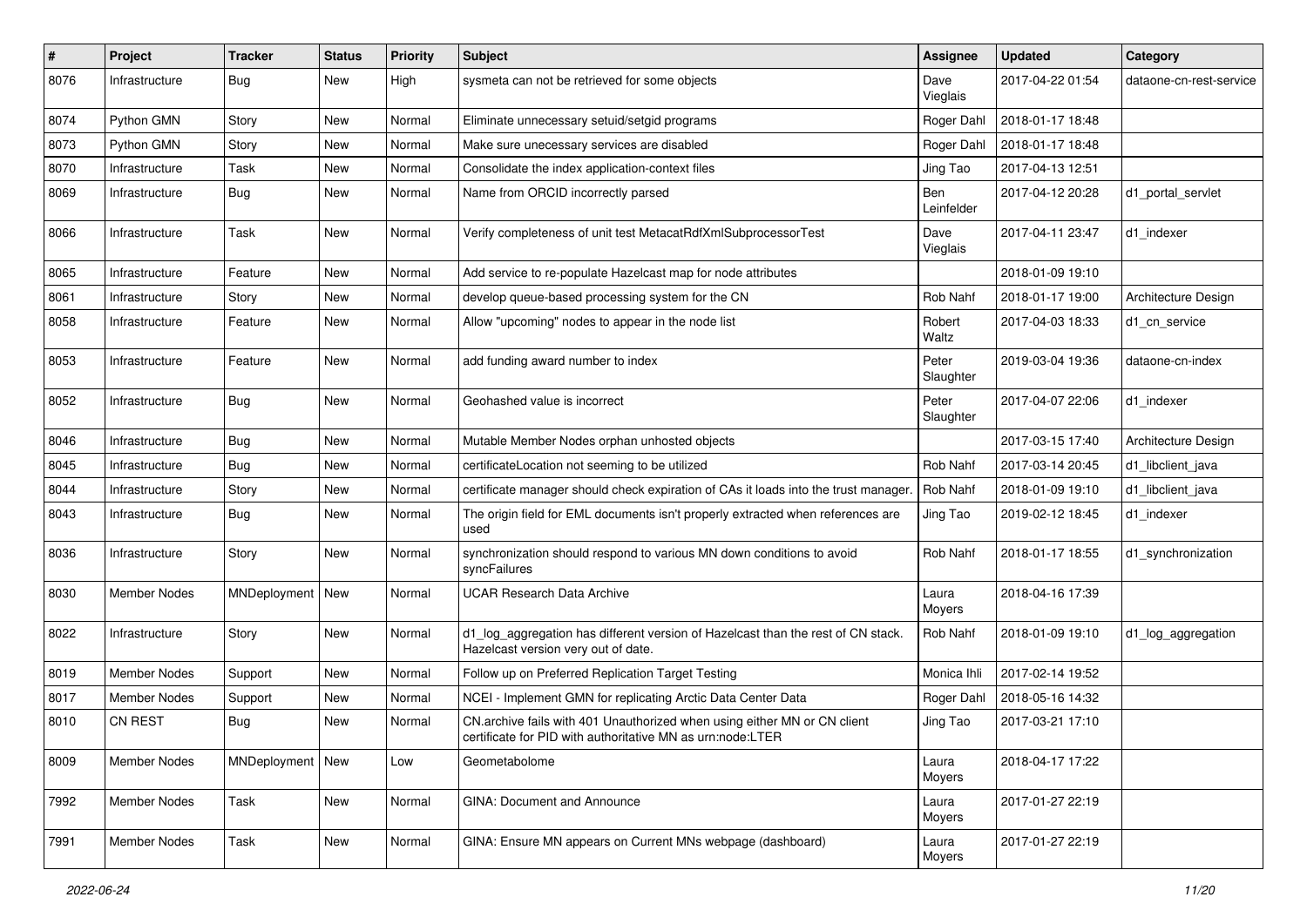| # | Project | Tracker | Status | Priority | Subject | Assignee | Updated | Category |
|---|---|---|---|---|---|---|---|---|
| 8076 | Infrastructure | Bug | New | High | sysmeta can not be retrieved for some objects | Dave Vieglais | 2017-04-22 01:54 | dataone-cn-rest-service |
| 8074 | Python GMN | Story | New | Normal | Eliminate unnecessary setuid/setgid programs | Roger Dahl | 2018-01-17 18:48 | |
| 8073 | Python GMN | Story | New | Normal | Make sure unecessary services are disabled | Roger Dahl | 2018-01-17 18:48 | |
| 8070 | Infrastructure | Task | New | Normal | Consolidate the index application-context files | Jing Tao | 2017-04-13 12:51 | |
| 8069 | Infrastructure | Bug | New | Normal | Name from ORCID incorrectly parsed | Ben Leinfelder | 2017-04-12 20:28 | d1_portal_servlet |
| 8066 | Infrastructure | Task | New | Normal | Verify completeness of unit test MetacatRdfXmlSubprocessorTest | Dave Vieglais | 2017-04-11 23:47 | d1_indexer |
| 8065 | Infrastructure | Feature | New | Normal | Add service to re-populate Hazelcast map for node attributes | | 2018-01-09 19:10 | |
| 8061 | Infrastructure | Story | New | Normal | develop queue-based processing system for the CN | Rob Nahf | 2018-01-17 19:00 | Architecture Design |
| 8058 | Infrastructure | Feature | New | Normal | Allow "upcoming" nodes to appear in the node list | Robert Waltz | 2017-04-03 18:33 | d1_cn_service |
| 8053 | Infrastructure | Feature | New | Normal | add funding award number to index | Peter Slaughter | 2019-03-04 19:36 | dataone-cn-index |
| 8052 | Infrastructure | Bug | New | Normal | Geohashed value is incorrect | Peter Slaughter | 2017-04-07 22:06 | d1_indexer |
| 8046 | Infrastructure | Bug | New | Normal | Mutable Member Nodes orphan unhosted objects | | 2017-03-15 17:40 | Architecture Design |
| 8045 | Infrastructure | Bug | New | Normal | certificateLocation not seeming to be utilized | Rob Nahf | 2017-03-14 20:45 | d1_libclient_java |
| 8044 | Infrastructure | Story | New | Normal | certificate manager should check expiration of CAs it loads into the trust manager. | Rob Nahf | 2018-01-09 19:10 | d1_libclient_java |
| 8043 | Infrastructure | Bug | New | Normal | The origin field for EML documents isn't properly extracted when references are used | Jing Tao | 2019-02-12 18:45 | d1_indexer |
| 8036 | Infrastructure | Story | New | Normal | synchronization should respond to various MN down conditions to avoid syncFailures | Rob Nahf | 2018-01-17 18:55 | d1_synchronization |
| 8030 | Member Nodes | MNDeployment | New | Normal | UCAR Research Data Archive | Laura Moyers | 2018-04-16 17:39 | |
| 8022 | Infrastructure | Story | New | Normal | d1_log_aggregation has different version of Hazelcast than the rest of CN stack. Hazelcast version very out of date. | Rob Nahf | 2018-01-09 19:10 | d1_log_aggregation |
| 8019 | Member Nodes | Support | New | Normal | Follow up on Preferred Replication Target Testing | Monica Ihli | 2017-02-14 19:52 | |
| 8017 | Member Nodes | Support | New | Normal | NCEI - Implement GMN for replicating Arctic Data Center Data | Roger Dahl | 2018-05-16 14:32 | |
| 8010 | CN REST | Bug | New | Normal | CN.archive fails with 401 Unauthorized when using either MN or CN client certificate for PID with authoritative MN as urn:node:LTER | Jing Tao | 2017-03-21 17:10 | |
| 8009 | Member Nodes | MNDeployment | New | Low | Geometabolome | Laura Moyers | 2018-04-17 17:22 | |
| 7992 | Member Nodes | Task | New | Normal | GINA: Document and Announce | Laura Moyers | 2017-01-27 22:19 | |
| 7991 | Member Nodes | Task | New | Normal | GINA: Ensure MN appears on Current MNs webpage (dashboard) | Laura Moyers | 2017-01-27 22:19 | |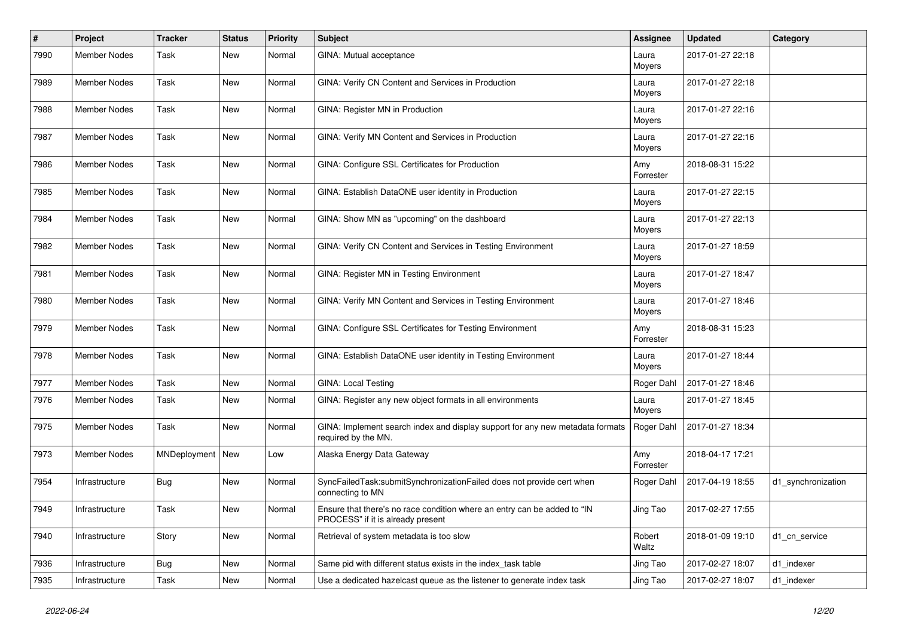| # | Project | Tracker | Status | Priority | Subject | Assignee | Updated | Category |
|---|---|---|---|---|---|---|---|---|
| 7990 | Member Nodes | Task | New | Normal | GINA: Mutual acceptance | Laura Moyers | 2017-01-27 22:18 | |
| 7989 | Member Nodes | Task | New | Normal | GINA: Verify CN Content and Services in Production | Laura Moyers | 2017-01-27 22:18 | |
| 7988 | Member Nodes | Task | New | Normal | GINA: Register MN in Production | Laura Moyers | 2017-01-27 22:16 | |
| 7987 | Member Nodes | Task | New | Normal | GINA: Verify MN Content and Services in Production | Laura Moyers | 2017-01-27 22:16 | |
| 7986 | Member Nodes | Task | New | Normal | GINA: Configure SSL Certificates for Production | Amy Forrester | 2018-08-31 15:22 | |
| 7985 | Member Nodes | Task | New | Normal | GINA: Establish DataONE user identity in Production | Laura Moyers | 2017-01-27 22:15 | |
| 7984 | Member Nodes | Task | New | Normal | GINA: Show MN as "upcoming" on the dashboard | Laura Moyers | 2017-01-27 22:13 | |
| 7982 | Member Nodes | Task | New | Normal | GINA: Verify CN Content and Services in Testing Environment | Laura Moyers | 2017-01-27 18:59 | |
| 7981 | Member Nodes | Task | New | Normal | GINA: Register MN in Testing Environment | Laura Moyers | 2017-01-27 18:47 | |
| 7980 | Member Nodes | Task | New | Normal | GINA: Verify MN Content and Services in Testing Environment | Laura Moyers | 2017-01-27 18:46 | |
| 7979 | Member Nodes | Task | New | Normal | GINA: Configure SSL Certificates for Testing Environment | Amy Forrester | 2018-08-31 15:23 | |
| 7978 | Member Nodes | Task | New | Normal | GINA: Establish DataONE user identity in Testing Environment | Laura Moyers | 2017-01-27 18:44 | |
| 7977 | Member Nodes | Task | New | Normal | GINA: Local Testing | Roger Dahl | 2017-01-27 18:46 | |
| 7976 | Member Nodes | Task | New | Normal | GINA: Register any new object formats in all environments | Laura Moyers | 2017-01-27 18:45 | |
| 7975 | Member Nodes | Task | New | Normal | GINA: Implement search index and display support for any new metadata formats required by the MN. | Roger Dahl | 2017-01-27 18:34 | |
| 7973 | Member Nodes | MNDeployment | New | Low | Alaska Energy Data Gateway | Amy Forrester | 2018-04-17 17:21 | |
| 7954 | Infrastructure | Bug | New | Normal | SyncFailedTask:submitSynchronizationFailed does not provide cert when connecting to MN | Roger Dahl | 2017-04-19 18:55 | d1_synchronization |
| 7949 | Infrastructure | Task | New | Normal | Ensure that there's no race condition where an entry can be added to "IN PROCESS" if it is already present | Jing Tao | 2017-02-27 17:55 | |
| 7940 | Infrastructure | Story | New | Normal | Retrieval of system metadata is too slow | Robert Waltz | 2018-01-09 19:10 | d1_cn_service |
| 7936 | Infrastructure | Bug | New | Normal | Same pid with different status exists in the index_task table | Jing Tao | 2017-02-27 18:07 | d1_indexer |
| 7935 | Infrastructure | Task | New | Normal | Use a dedicated hazelcast queue as the listener to generate index task | Jing Tao | 2017-02-27 18:07 | d1_indexer |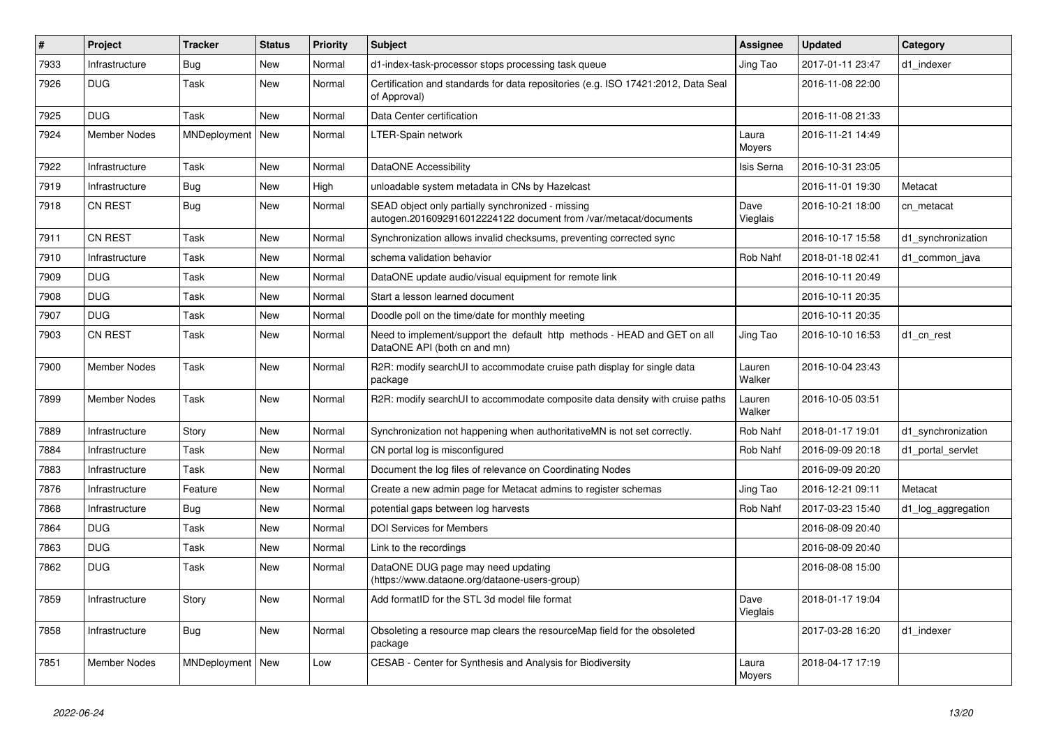| # | Project | Tracker | Status | Priority | Subject | Assignee | Updated | Category |
|---|---|---|---|---|---|---|---|---|
| 7933 | Infrastructure | Bug | New | Normal | d1-index-task-processor stops processing task queue | Jing Tao | 2017-01-11 23:47 | d1_indexer |
| 7926 | DUG | Task | New | Normal | Certification and standards for data repositories (e.g. ISO 17421:2012, Data Seal of Approval) | | 2016-11-08 22:00 | |
| 7925 | DUG | Task | New | Normal | Data Center certification | | 2016-11-08 21:33 | |
| 7924 | Member Nodes | MNDeployment | New | Normal | LTER-Spain network | Laura Moyers | 2016-11-21 14:49 | |
| 7922 | Infrastructure | Task | New | Normal | DataONE Accessibility | Isis Serna | 2016-10-31 23:05 | |
| 7919 | Infrastructure | Bug | New | High | unloadable system metadata in CNs by Hazelcast | | 2016-11-01 19:30 | Metacat |
| 7918 | CN REST | Bug | New | Normal | SEAD object only partially synchronized - missing autogen.2016092916012224122 document from /var/metacat/documents | Dave Vieglais | 2016-10-21 18:00 | cn_metacat |
| 7911 | CN REST | Task | New | Normal | Synchronization allows invalid checksums, preventing corrected sync | | 2016-10-17 15:58 | d1_synchronization |
| 7910 | Infrastructure | Task | New | Normal | schema validation behavior | Rob Nahf | 2018-01-18 02:41 | d1_common_java |
| 7909 | DUG | Task | New | Normal | DataONE update audio/visual equipment for remote link | | 2016-10-11 20:49 | |
| 7908 | DUG | Task | New | Normal | Start a lesson learned document | | 2016-10-11 20:35 | |
| 7907 | DUG | Task | New | Normal | Doodle poll on the time/date for monthly meeting | | 2016-10-11 20:35 | |
| 7903 | CN REST | Task | New | Normal | Need to implement/support the default http methods - HEAD and GET on all DataONE API (both cn and mn) | Jing Tao | 2016-10-10 16:53 | d1_cn_rest |
| 7900 | Member Nodes | Task | New | Normal | R2R: modify searchUI to accommodate cruise path display for single data package | Lauren Walker | 2016-10-04 23:43 | |
| 7899 | Member Nodes | Task | New | Normal | R2R: modify searchUI to accommodate composite data density with cruise paths | Lauren Walker | 2016-10-05 03:51 | |
| 7889 | Infrastructure | Story | New | Normal | Synchronization not happening when authoritativeMN is not set correctly. | Rob Nahf | 2018-01-17 19:01 | d1_synchronization |
| 7884 | Infrastructure | Task | New | Normal | CN portal log is misconfigured | Rob Nahf | 2016-09-09 20:18 | d1_portal_servlet |
| 7883 | Infrastructure | Task | New | Normal | Document the log files of relevance on Coordinating Nodes | | 2016-09-09 20:20 | |
| 7876 | Infrastructure | Feature | New | Normal | Create a new admin page for Metacat admins to register schemas | Jing Tao | 2016-12-21 09:11 | Metacat |
| 7868 | Infrastructure | Bug | New | Normal | potential gaps between log harvests | Rob Nahf | 2017-03-23 15:40 | d1_log_aggregation |
| 7864 | DUG | Task | New | Normal | DOI Services for Members | | 2016-08-09 20:40 | |
| 7863 | DUG | Task | New | Normal | Link to the recordings | | 2016-08-09 20:40 | |
| 7862 | DUG | Task | New | Normal | DataONE DUG page may need updating (https://www.dataone.org/dataone-users-group) | | 2016-08-08 15:00 | |
| 7859 | Infrastructure | Story | New | Normal | Add formatID for the STL 3d model file format | Dave Vieglais | 2018-01-17 19:04 | |
| 7858 | Infrastructure | Bug | New | Normal | Obsoleting a resource map clears the resourceMap field for the obsoleted package | | 2017-03-28 16:20 | d1_indexer |
| 7851 | Member Nodes | MNDeployment | New | Low | CESAB - Center for Synthesis and Analysis for Biodiversity | Laura Moyers | 2018-04-17 17:19 | |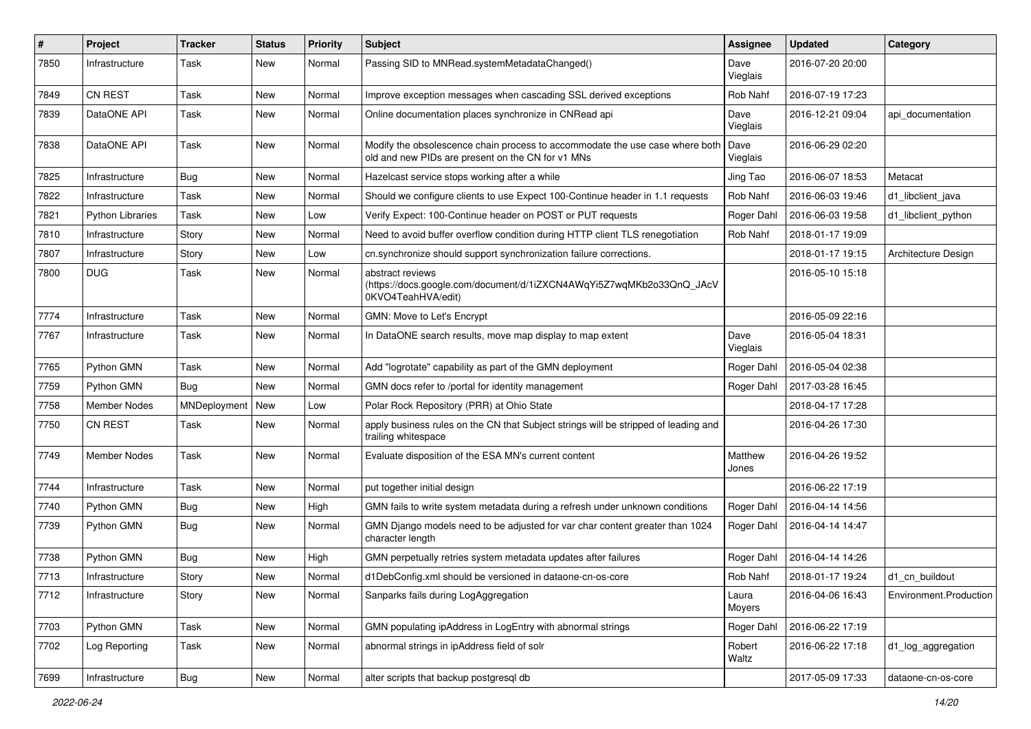| # | Project | Tracker | Status | Priority | Subject | Assignee | Updated | Category |
|---|---|---|---|---|---|---|---|---|
| 7850 | Infrastructure | Task | New | Normal | Passing SID to MNRead.systemMetadataChanged() | Dave Vieglais | 2016-07-20 20:00 | |
| 7849 | CN REST | Task | New | Normal | Improve exception messages when cascading SSL derived exceptions | Rob Nahf | 2016-07-19 17:23 | |
| 7839 | DataONE API | Task | New | Normal | Online documentation places synchronize in CNRead api | Dave Vieglais | 2016-12-21 09:04 | api_documentation |
| 7838 | DataONE API | Task | New | Normal | Modify the obsolescence chain process to accommodate the use case where both old and new PIDs are present on the CN for v1 MNs | Dave Vieglais | 2016-06-29 02:20 | |
| 7825 | Infrastructure | Bug | New | Normal | Hazelcast service stops working after a while | Jing Tao | 2016-06-07 18:53 | Metacat |
| 7822 | Infrastructure | Task | New | Normal | Should we configure clients to use Expect 100-Continue header in 1.1 requests | Rob Nahf | 2016-06-03 19:46 | d1_libclient_java |
| 7821 | Python Libraries | Task | New | Low | Verify Expect: 100-Continue header on POST or PUT requests | Roger Dahl | 2016-06-03 19:58 | d1_libclient_python |
| 7810 | Infrastructure | Story | New | Normal | Need to avoid buffer overflow condition during HTTP client TLS renegotiation | Rob Nahf | 2018-01-17 19:09 | |
| 7807 | Infrastructure | Story | New | Low | cn.synchronize should support synchronization failure corrections. | | 2018-01-17 19:15 | Architecture Design |
| 7800 | DUG | Task | New | Normal | abstract reviews (https://docs.google.com/document/d/1iZXCN4AWqYi5Z7wqMKb2o33QnQ_JAcV0KVO4TeahHVA/edit) | | 2016-05-10 15:18 | |
| 7774 | Infrastructure | Task | New | Normal | GMN: Move to Let's Encrypt | | 2016-05-09 22:16 | |
| 7767 | Infrastructure | Task | New | Normal | In DataONE search results, move map display to map extent | Dave Vieglais | 2016-05-04 18:31 | |
| 7765 | Python GMN | Task | New | Normal | Add "logrotate" capability as part of the GMN deployment | Roger Dahl | 2016-05-04 02:38 | |
| 7759 | Python GMN | Bug | New | Normal | GMN docs refer to /portal for identity management | Roger Dahl | 2017-03-28 16:45 | |
| 7758 | Member Nodes | MNDeployment | New | Low | Polar Rock Repository (PRR) at Ohio State | | 2018-04-17 17:28 | |
| 7750 | CN REST | Task | New | Normal | apply business rules on the CN that Subject strings will be stripped of leading and trailing whitespace | | 2016-04-26 17:30 | |
| 7749 | Member Nodes | Task | New | Normal | Evaluate disposition of the ESA MN's current content | Matthew Jones | 2016-04-26 19:52 | |
| 7744 | Infrastructure | Task | New | Normal | put together initial design | | 2016-06-22 17:19 | |
| 7740 | Python GMN | Bug | New | High | GMN fails to write system metadata during a refresh under unknown conditions | Roger Dahl | 2016-04-14 14:56 | |
| 7739 | Python GMN | Bug | New | Normal | GMN Django models need to be adjusted for var char content greater than 1024 character length | Roger Dahl | 2016-04-14 14:47 | |
| 7738 | Python GMN | Bug | New | High | GMN perpetually retries system metadata updates after failures | Roger Dahl | 2016-04-14 14:26 | |
| 7713 | Infrastructure | Story | New | Normal | d1DebConfig.xml should be versioned in dataone-cn-os-core | Rob Nahf | 2018-01-17 19:24 | d1_cn_buildout |
| 7712 | Infrastructure | Story | New | Normal | Sanparks fails during LogAggregation | Laura Moyers | 2016-04-06 16:43 | Environment.Production |
| 7703 | Python GMN | Task | New | Normal | GMN populating ipAddress in LogEntry with abnormal strings | Roger Dahl | 2016-06-22 17:19 | |
| 7702 | Log Reporting | Task | New | Normal | abnormal strings in ipAddress field of solr | Robert Waltz | 2016-06-22 17:18 | d1_log_aggregation |
| 7699 | Infrastructure | Bug | New | Normal | alter scripts that backup postgresql db | | 2017-05-09 17:33 | dataone-cn-os-core |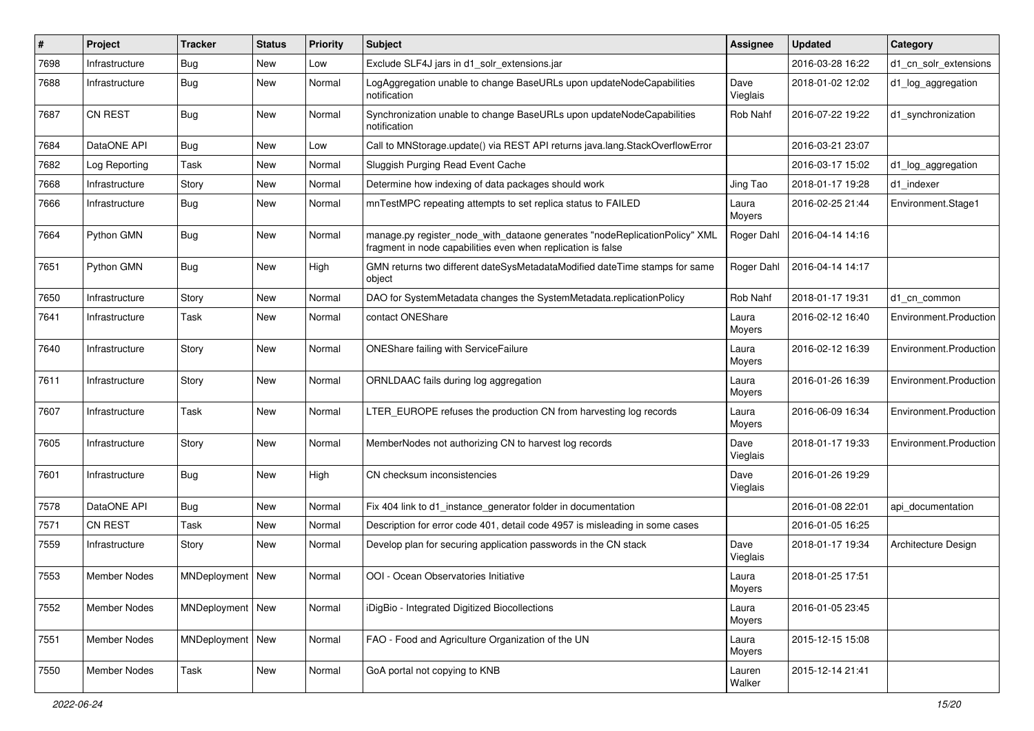| # | Project | Tracker | Status | Priority | Subject | Assignee | Updated | Category |
|---|---|---|---|---|---|---|---|---|
| 7698 | Infrastructure | Bug | New | Low | Exclude SLF4J jars in d1_solr_extensions.jar | | 2016-03-28 16:22 | d1_cn_solr_extensions |
| 7688 | Infrastructure | Bug | New | Normal | LogAggregation unable to change BaseURLs upon updateNodeCapabilities notification | Dave Vieglais | 2018-01-02 12:02 | d1_log_aggregation |
| 7687 | CN REST | Bug | New | Normal | Synchronization unable to change BaseURLs upon updateNodeCapabilities notification | Rob Nahf | 2016-07-22 19:22 | d1_synchronization |
| 7684 | DataONE API | Bug | New | Low | Call to MNStorage.update() via REST API returns java.lang.StackOverflowError | | 2016-03-21 23:07 | |
| 7682 | Log Reporting | Task | New | Normal | Sluggish Purging Read Event Cache | | 2016-03-17 15:02 | d1_log_aggregation |
| 7668 | Infrastructure | Story | New | Normal | Determine how indexing of data packages should work | Jing Tao | 2018-01-17 19:28 | d1_indexer |
| 7666 | Infrastructure | Bug | New | Normal | mnTestMPC repeating attempts to set replica status to FAILED | Laura Moyers | 2016-02-25 21:44 | Environment.Stage1 |
| 7664 | Python GMN | Bug | New | Normal | manage.py register_node_with_dataone generates "nodeReplicationPolicy" XML fragment in node capabilities even when replication is false | Roger Dahl | 2016-04-14 14:16 | |
| 7651 | Python GMN | Bug | New | High | GMN returns two different dateSysMetadataModified dateTime stamps for same object | Roger Dahl | 2016-04-14 14:17 | |
| 7650 | Infrastructure | Story | New | Normal | DAO for SystemMetadata changes the SystemMetadata.replicationPolicy | Rob Nahf | 2018-01-17 19:31 | d1_cn_common |
| 7641 | Infrastructure | Task | New | Normal | contact ONEShare | Laura Moyers | 2016-02-12 16:40 | Environment.Production |
| 7640 | Infrastructure | Story | New | Normal | ONEShare failing with ServiceFailure | Laura Moyers | 2016-02-12 16:39 | Environment.Production |
| 7611 | Infrastructure | Story | New | Normal | ORNLDAAC fails during log aggregation | Laura Moyers | 2016-01-26 16:39 | Environment.Production |
| 7607 | Infrastructure | Task | New | Normal | LTER_EUROPE refuses the production CN from harvesting log records | Laura Moyers | 2016-06-09 16:34 | Environment.Production |
| 7605 | Infrastructure | Story | New | Normal | MemberNodes not authorizing CN to harvest log records | Dave Vieglais | 2018-01-17 19:33 | Environment.Production |
| 7601 | Infrastructure | Bug | New | High | CN checksum inconsistencies | Dave Vieglais | 2016-01-26 19:29 | |
| 7578 | DataONE API | Bug | New | Normal | Fix 404 link to d1_instance_generator folder in documentation | | 2016-01-08 22:01 | api_documentation |
| 7571 | CN REST | Task | New | Normal | Description for error code 401, detail code 4957 is misleading in some cases | | 2016-01-05 16:25 | |
| 7559 | Infrastructure | Story | New | Normal | Develop plan for securing application passwords in the CN stack | Dave Vieglais | 2018-01-17 19:34 | Architecture Design |
| 7553 | Member Nodes | MNDeployment | New | Normal | OOI - Ocean Observatories Initiative | Laura Moyers | 2018-01-25 17:51 | |
| 7552 | Member Nodes | MNDeployment | New | Normal | iDigBio - Integrated Digitized Biocollections | Laura Moyers | 2016-01-05 23:45 | |
| 7551 | Member Nodes | MNDeployment | New | Normal | FAO - Food and Agriculture Organization of the UN | Laura Moyers | 2015-12-15 15:08 | |
| 7550 | Member Nodes | Task | New | Normal | GoA portal not copying to KNB | Lauren Walker | 2015-12-14 21:41 | |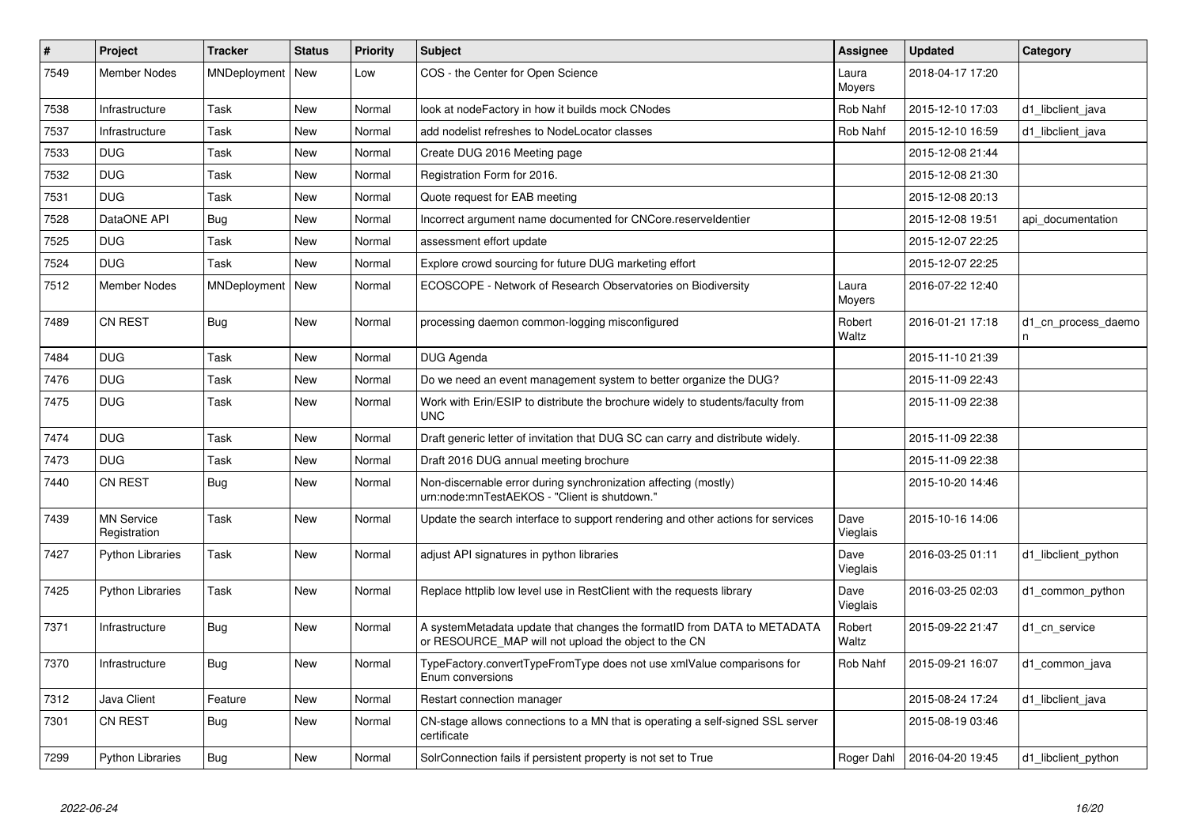| # | Project | Tracker | Status | Priority | Subject | Assignee | Updated | Category |
|---|---|---|---|---|---|---|---|---|
| 7549 | Member Nodes | MNDeployment | New | Low | COS - the Center for Open Science | Laura Moyers | 2018-04-17 17:20 | |
| 7538 | Infrastructure | Task | New | Normal | look at nodeFactory in how it builds mock CNodes | Rob Nahf | 2015-12-10 17:03 | d1_libclient_java |
| 7537 | Infrastructure | Task | New | Normal | add nodelist refreshes to NodeLocator classes | Rob Nahf | 2015-12-10 16:59 | d1_libclient_java |
| 7533 | DUG | Task | New | Normal | Create DUG 2016 Meeting page | | 2015-12-08 21:44 | |
| 7532 | DUG | Task | New | Normal | Registration Form for 2016. | | 2015-12-08 21:30 | |
| 7531 | DUG | Task | New | Normal | Quote request for EAB meeting | | 2015-12-08 20:13 | |
| 7528 | DataONE API | Bug | New | Normal | Incorrect argument name documented for CNCore.reserveIdentier | | 2015-12-08 19:51 | api_documentation |
| 7525 | DUG | Task | New | Normal | assessment effort update | | 2015-12-07 22:25 | |
| 7524 | DUG | Task | New | Normal | Explore crowd sourcing for future DUG marketing effort | | 2015-12-07 22:25 | |
| 7512 | Member Nodes | MNDeployment | New | Normal | ECOSCOPE - Network of Research Observatories on Biodiversity | Laura Moyers | 2016-07-22 12:40 | |
| 7489 | CN REST | Bug | New | Normal | processing daemon common-logging misconfigured | Robert Waltz | 2016-01-21 17:18 | d1_cn_process_daemon |
| 7484 | DUG | Task | New | Normal | DUG Agenda | | 2015-11-10 21:39 | |
| 7476 | DUG | Task | New | Normal | Do we need an event management system to better organize the DUG? | | 2015-11-09 22:43 | |
| 7475 | DUG | Task | New | Normal | Work with Erin/ESIP to distribute the brochure widely to students/faculty from UNC | | 2015-11-09 22:38 | |
| 7474 | DUG | Task | New | Normal | Draft generic letter of invitation that DUG SC can carry and distribute widely. | | 2015-11-09 22:38 | |
| 7473 | DUG | Task | New | Normal | Draft 2016 DUG annual meeting brochure | | 2015-11-09 22:38 | |
| 7440 | CN REST | Bug | New | Normal | Non-discernable error during synchronization affecting (mostly) urn:node:mnTestAEKOS - "Client is shutdown." | | 2015-10-20 14:46 | |
| 7439 | MN Service Registration | Task | New | Normal | Update the search interface to support rendering and other actions for services | Dave Vieglais | 2015-10-16 14:06 | |
| 7427 | Python Libraries | Task | New | Normal | adjust API signatures in python libraries | Dave Vieglais | 2016-03-25 01:11 | d1_libclient_python |
| 7425 | Python Libraries | Task | New | Normal | Replace httplib low level use in RestClient with the requests library | Dave Vieglais | 2016-03-25 02:03 | d1_common_python |
| 7371 | Infrastructure | Bug | New | Normal | A systemMetadata update that changes the formatID from DATA to METADATA or RESOURCE_MAP will not upload the object to the CN | Robert Waltz | 2015-09-22 21:47 | d1_cn_service |
| 7370 | Infrastructure | Bug | New | Normal | TypeFactory.convertTypeFromType does not use xmlValue comparisons for Enum conversions | Rob Nahf | 2015-09-21 16:07 | d1_common_java |
| 7312 | Java Client | Feature | New | Normal | Restart connection manager | | 2015-08-24 17:24 | d1_libclient_java |
| 7301 | CN REST | Bug | New | Normal | CN-stage allows connections to a MN that is operating a self-signed SSL server certificate | | 2015-08-19 03:46 | |
| 7299 | Python Libraries | Bug | New | Normal | SolrConnection fails if persistent property is not set to True | Roger Dahl | 2016-04-20 19:45 | d1_libclient_python |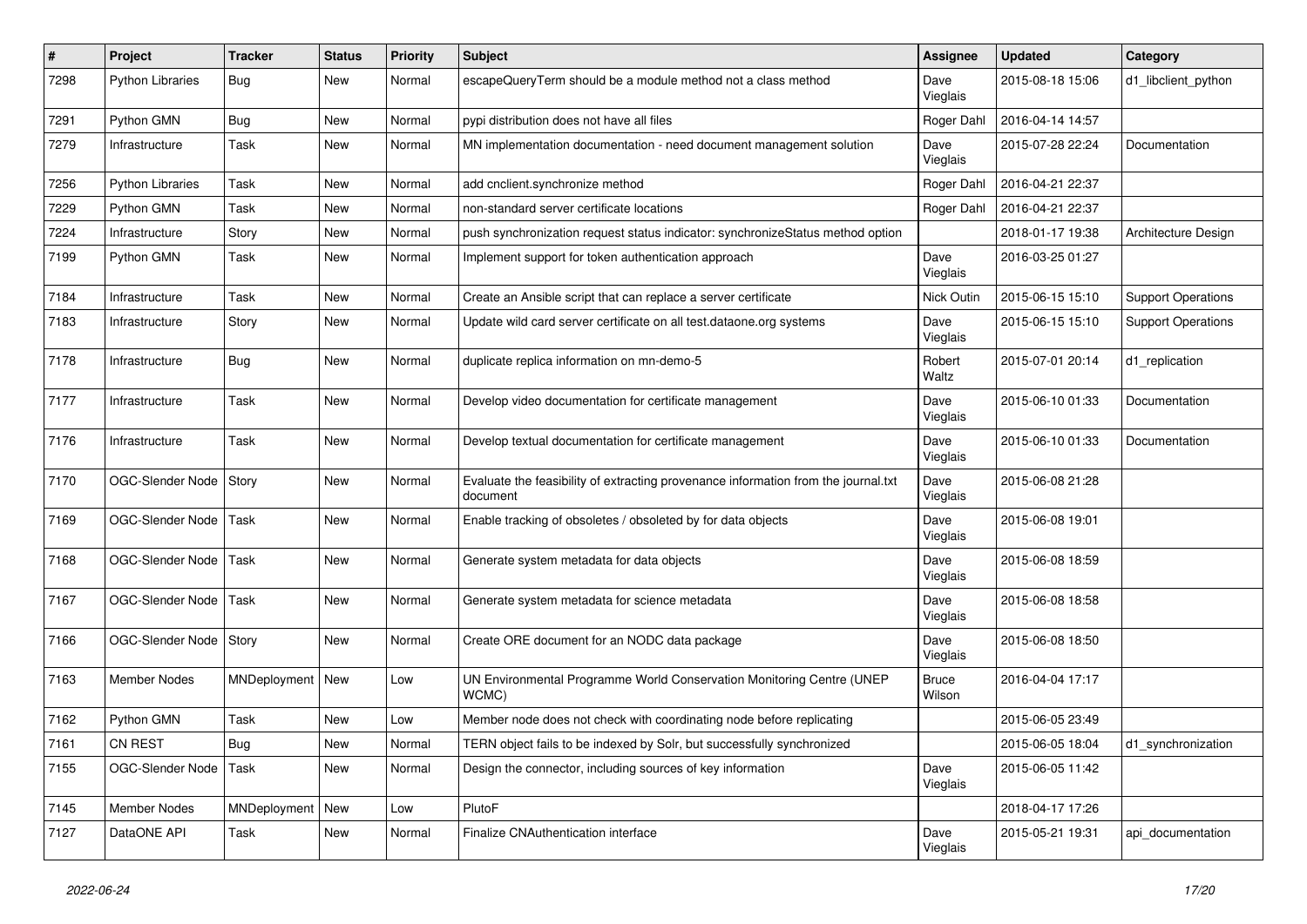| # | Project | Tracker | Status | Priority | Subject | Assignee | Updated | Category |
|---|---|---|---|---|---|---|---|---|
| 7298 | Python Libraries | Bug | New | Normal | escapeQueryTerm should be a module method not a class method | Dave Vieglais | 2015-08-18 15:06 | d1_libclient_python |
| 7291 | Python GMN | Bug | New | Normal | pypi distribution does not have all files | Roger Dahl | 2016-04-14 14:57 | |
| 7279 | Infrastructure | Task | New | Normal | MN implementation documentation - need document management solution | Dave Vieglais | 2015-07-28 22:24 | Documentation |
| 7256 | Python Libraries | Task | New | Normal | add cnclient.synchronize method | Roger Dahl | 2016-04-21 22:37 | |
| 7229 | Python GMN | Task | New | Normal | non-standard server certificate locations | Roger Dahl | 2016-04-21 22:37 | |
| 7224 | Infrastructure | Story | New | Normal | push synchronization request status indicator: synchronizeStatus method option | | 2018-01-17 19:38 | Architecture Design |
| 7199 | Python GMN | Task | New | Normal | Implement support for token authentication approach | Dave Vieglais | 2016-03-25 01:27 | |
| 7184 | Infrastructure | Task | New | Normal | Create an Ansible script that can replace a server certificate | Nick Outin | 2015-06-15 15:10 | Support Operations |
| 7183 | Infrastructure | Story | New | Normal | Update wild card server certificate on all test.dataone.org systems | Dave Vieglais | 2015-06-15 15:10 | Support Operations |
| 7178 | Infrastructure | Bug | New | Normal | duplicate replica information on mn-demo-5 | Robert Waltz | 2015-07-01 20:14 | d1_replication |
| 7177 | Infrastructure | Task | New | Normal | Develop video documentation for certificate management | Dave Vieglais | 2015-06-10 01:33 | Documentation |
| 7176 | Infrastructure | Task | New | Normal | Develop textual documentation for certificate management | Dave Vieglais | 2015-06-10 01:33 | Documentation |
| 7170 | OGC-Slender Node | Story | New | Normal | Evaluate the feasibility of extracting provenance information from the journal.txt document | Dave Vieglais | 2015-06-08 21:28 | |
| 7169 | OGC-Slender Node | Task | New | Normal | Enable tracking of obsoletes / obsoleted by for data objects | Dave Vieglais | 2015-06-08 19:01 | |
| 7168 | OGC-Slender Node | Task | New | Normal | Generate system metadata for data objects | Dave Vieglais | 2015-06-08 18:59 | |
| 7167 | OGC-Slender Node | Task | New | Normal | Generate system metadata for science metadata | Dave Vieglais | 2015-06-08 18:58 | |
| 7166 | OGC-Slender Node | Story | New | Normal | Create ORE document for an NODC data package | Dave Vieglais | 2015-06-08 18:50 | |
| 7163 | Member Nodes | MNDeployment | New | Low | UN Environmental Programme World Conservation Monitoring Centre (UNEP WCMC) | Bruce Wilson | 2016-04-04 17:17 | |
| 7162 | Python GMN | Task | New | Low | Member node does not check with coordinating node before replicating | | 2015-06-05 23:49 | |
| 7161 | CN REST | Bug | New | Normal | TERN object fails to be indexed by Solr, but successfully synchronized | | 2015-06-05 18:04 | d1_synchronization |
| 7155 | OGC-Slender Node | Task | New | Normal | Design the connector, including sources of key information | Dave Vieglais | 2015-06-05 11:42 | |
| 7145 | Member Nodes | MNDeployment | New | Low | PlutoF | | 2018-04-17 17:26 | |
| 7127 | DataONE API | Task | New | Normal | Finalize CNAuthentication interface | Dave Vieglais | 2015-05-21 19:31 | api_documentation |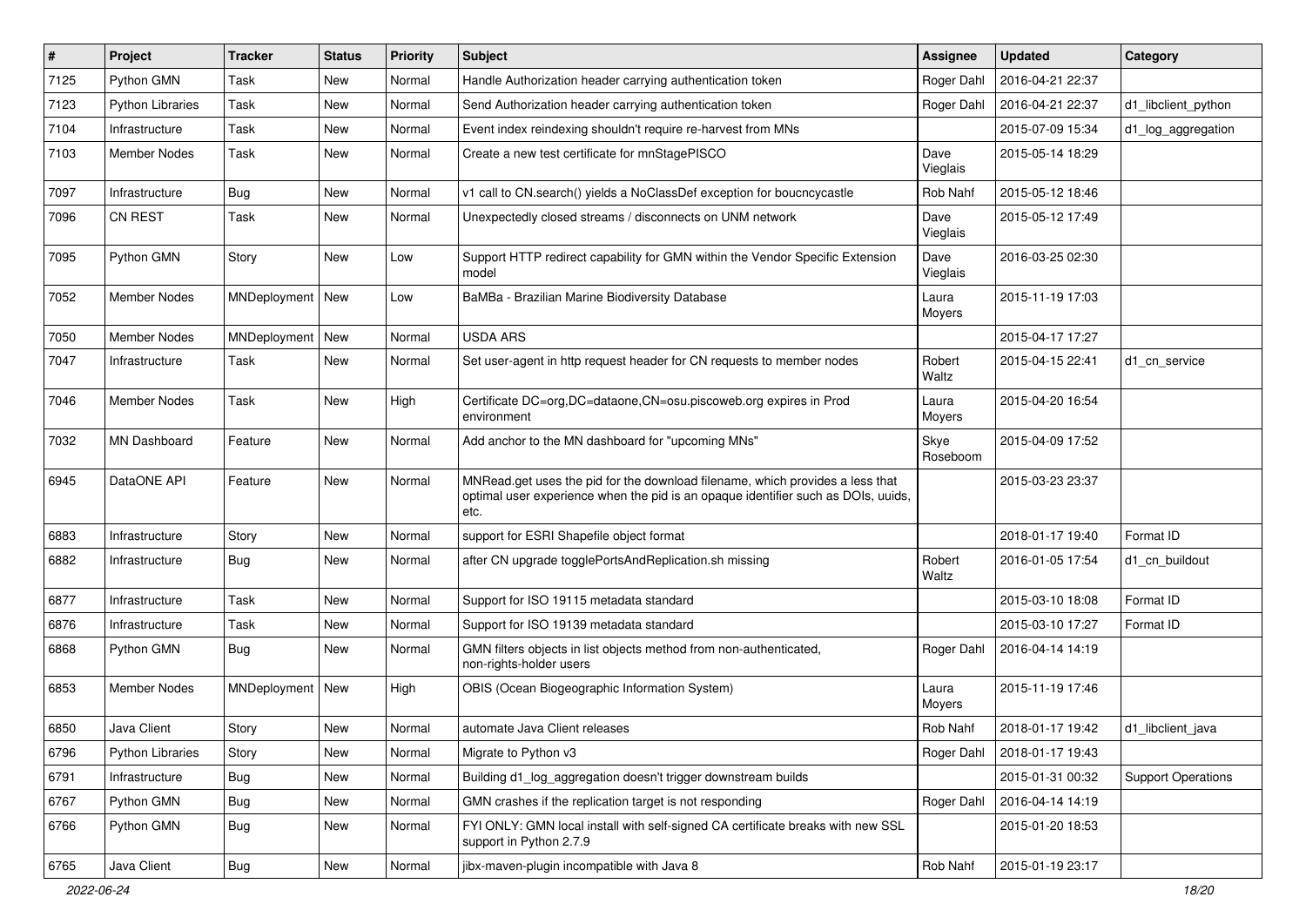| # | Project | Tracker | Status | Priority | Subject | Assignee | Updated | Category |
|---|---|---|---|---|---|---|---|---|
| 7125 | Python GMN | Task | New | Normal | Handle Authorization header carrying authentication token | Roger Dahl | 2016-04-21 22:37 | |
| 7123 | Python Libraries | Task | New | Normal | Send Authorization header carrying authentication token | Roger Dahl | 2016-04-21 22:37 | d1_libclient_python |
| 7104 | Infrastructure | Task | New | Normal | Event index reindexing shouldn't require re-harvest from MNs | | 2015-07-09 15:34 | d1_log_aggregation |
| 7103 | Member Nodes | Task | New | Normal | Create a new test certificate for mnStagePISCO | Dave Vieglais | 2015-05-14 18:29 | |
| 7097 | Infrastructure | Bug | New | Normal | v1 call to CN.search() yields a NoClassDef exception for boucncycastle | Rob Nahf | 2015-05-12 18:46 | |
| 7096 | CN REST | Task | New | Normal | Unexpectedly closed streams / disconnects on UNM network | Dave Vieglais | 2015-05-12 17:49 | |
| 7095 | Python GMN | Story | New | Low | Support HTTP redirect capability for GMN within the Vendor Specific Extension model | Dave Vieglais | 2016-03-25 02:30 | |
| 7052 | Member Nodes | MNDeployment | New | Low | BaMBa - Brazilian Marine Biodiversity Database | Laura Moyers | 2015-11-19 17:03 | |
| 7050 | Member Nodes | MNDeployment | New | Normal | USDA ARS | | 2015-04-17 17:27 | |
| 7047 | Infrastructure | Task | New | Normal | Set user-agent in http request header for CN requests to member nodes | Robert Waltz | 2015-04-15 22:41 | d1_cn_service |
| 7046 | Member Nodes | Task | New | High | Certificate DC=org,DC=dataone,CN=osu.piscoweb.org expires in Prod environment | Laura Moyers | 2015-04-20 16:54 | |
| 7032 | MN Dashboard | Feature | New | Normal | Add anchor to the MN dashboard for "upcoming MNs" | Skye Roseboom | 2015-04-09 17:52 | |
| 6945 | DataONE API | Feature | New | Normal | MNRead.get uses the pid for the download filename, which provides a less that optimal user experience when the pid is an opaque identifier such as DOIs, uuids, etc. | | 2015-03-23 23:37 | |
| 6883 | Infrastructure | Story | New | Normal | support for ESRI Shapefile object format | | 2018-01-17 19:40 | Format ID |
| 6882 | Infrastructure | Bug | New | Normal | after CN upgrade togglePortsAndReplication.sh missing | Robert Waltz | 2016-01-05 17:54 | d1_cn_buildout |
| 6877 | Infrastructure | Task | New | Normal | Support for ISO 19115 metadata standard | | 2015-03-10 18:08 | Format ID |
| 6876 | Infrastructure | Task | New | Normal | Support for ISO 19139 metadata standard | | 2015-03-10 17:27 | Format ID |
| 6868 | Python GMN | Bug | New | Normal | GMN filters objects in list objects method from non-authenticated, non-rights-holder users | Roger Dahl | 2016-04-14 14:19 | |
| 6853 | Member Nodes | MNDeployment | New | High | OBIS (Ocean Biogeographic Information System) | Laura Moyers | 2015-11-19 17:46 | |
| 6850 | Java Client | Story | New | Normal | automate Java Client releases | Rob Nahf | 2018-01-17 19:42 | d1_libclient_java |
| 6796 | Python Libraries | Story | New | Normal | Migrate to Python v3 | Roger Dahl | 2018-01-17 19:43 | |
| 6791 | Infrastructure | Bug | New | Normal | Building d1_log_aggregation doesn't trigger downstream builds | | 2015-01-31 00:32 | Support Operations |
| 6767 | Python GMN | Bug | New | Normal | GMN crashes if the replication target is not responding | Roger Dahl | 2016-04-14 14:19 | |
| 6766 | Python GMN | Bug | New | Normal | FYI ONLY: GMN local install with self-signed CA certificate breaks with new SSL support in Python 2.7.9 | | 2015-01-20 18:53 | |
| 6765 | Java Client | Bug | New | Normal | jibx-maven-plugin incompatible with Java 8 | Rob Nahf | 2015-01-19 23:17 | |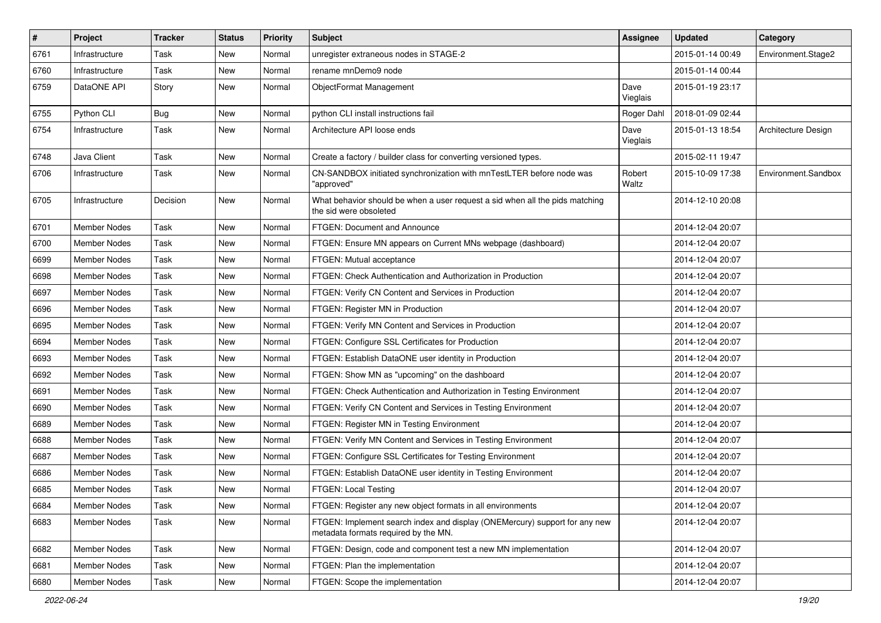| # | Project | Tracker | Status | Priority | Subject | Assignee | Updated | Category |
|---|---|---|---|---|---|---|---|---|
| 6761 | Infrastructure | Task | New | Normal | unregister extraneous nodes in STAGE-2 | | 2015-01-14 00:49 | Environment.Stage2 |
| 6760 | Infrastructure | Task | New | Normal | rename mnDemo9 node | | 2015-01-14 00:44 | |
| 6759 | DataONE API | Story | New | Normal | ObjectFormat Management | Dave Vieglais | 2015-01-19 23:17 | |
| 6755 | Python CLI | Bug | New | Normal | python CLI install instructions fail | Roger Dahl | 2018-01-09 02:44 | |
| 6754 | Infrastructure | Task | New | Normal | Architecture API loose ends | Dave Vieglais | 2015-01-13 18:54 | Architecture Design |
| 6748 | Java Client | Task | New | Normal | Create a factory / builder class for converting versioned types. | | 2015-02-11 19:47 | |
| 6706 | Infrastructure | Task | New | Normal | CN-SANDBOX initiated synchronization with mnTestLTER before node was "approved" | Robert Waltz | 2015-10-09 17:38 | Environment.Sandbox |
| 6705 | Infrastructure | Decision | New | Normal | What behavior should be when a user request a sid when all the pids matching the sid were obsoleted | | 2014-12-10 20:08 | |
| 6701 | Member Nodes | Task | New | Normal | FTGEN: Document and Announce | | 2014-12-04 20:07 | |
| 6700 | Member Nodes | Task | New | Normal | FTGEN: Ensure MN appears on Current MNs webpage (dashboard) | | 2014-12-04 20:07 | |
| 6699 | Member Nodes | Task | New | Normal | FTGEN: Mutual acceptance | | 2014-12-04 20:07 | |
| 6698 | Member Nodes | Task | New | Normal | FTGEN: Check Authentication and Authorization in Production | | 2014-12-04 20:07 | |
| 6697 | Member Nodes | Task | New | Normal | FTGEN: Verify CN Content and Services in Production | | 2014-12-04 20:07 | |
| 6696 | Member Nodes | Task | New | Normal | FTGEN: Register MN in Production | | 2014-12-04 20:07 | |
| 6695 | Member Nodes | Task | New | Normal | FTGEN: Verify MN Content and Services in Production | | 2014-12-04 20:07 | |
| 6694 | Member Nodes | Task | New | Normal | FTGEN: Configure SSL Certificates for Production | | 2014-12-04 20:07 | |
| 6693 | Member Nodes | Task | New | Normal | FTGEN: Establish DataONE user identity in Production | | 2014-12-04 20:07 | |
| 6692 | Member Nodes | Task | New | Normal | FTGEN: Show MN as "upcoming" on the dashboard | | 2014-12-04 20:07 | |
| 6691 | Member Nodes | Task | New | Normal | FTGEN: Check Authentication and Authorization in Testing Environment | | 2014-12-04 20:07 | |
| 6690 | Member Nodes | Task | New | Normal | FTGEN: Verify CN Content and Services in Testing Environment | | 2014-12-04 20:07 | |
| 6689 | Member Nodes | Task | New | Normal | FTGEN: Register MN in Testing Environment | | 2014-12-04 20:07 | |
| 6688 | Member Nodes | Task | New | Normal | FTGEN: Verify MN Content and Services in Testing Environment | | 2014-12-04 20:07 | |
| 6687 | Member Nodes | Task | New | Normal | FTGEN: Configure SSL Certificates for Testing Environment | | 2014-12-04 20:07 | |
| 6686 | Member Nodes | Task | New | Normal | FTGEN: Establish DataONE user identity in Testing Environment | | 2014-12-04 20:07 | |
| 6685 | Member Nodes | Task | New | Normal | FTGEN: Local Testing | | 2014-12-04 20:07 | |
| 6684 | Member Nodes | Task | New | Normal | FTGEN: Register any new object formats in all environments | | 2014-12-04 20:07 | |
| 6683 | Member Nodes | Task | New | Normal | FTGEN: Implement search index and display (ONEMercury) support for any new metadata formats required by the MN. | | 2014-12-04 20:07 | |
| 6682 | Member Nodes | Task | New | Normal | FTGEN: Design, code and component test a new MN implementation | | 2014-12-04 20:07 | |
| 6681 | Member Nodes | Task | New | Normal | FTGEN: Plan the implementation | | 2014-12-04 20:07 | |
| 6680 | Member Nodes | Task | New | Normal | FTGEN: Scope the implementation | | 2014-12-04 20:07 | |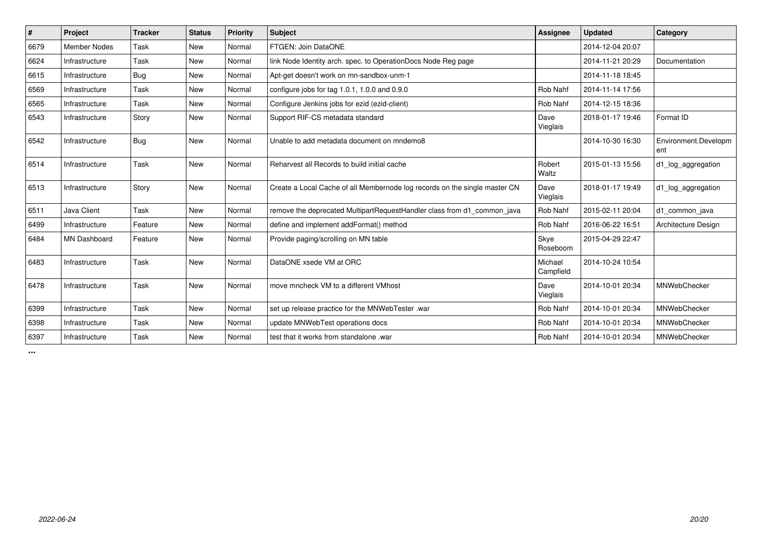| # | Project | Tracker | Status | Priority | Subject | Assignee | Updated | Category |
|---|---|---|---|---|---|---|---|---|
| 6679 | Member Nodes | Task | New | Normal | FTGEN: Join DataONE | | 2014-12-04 20:07 | |
| 6624 | Infrastructure | Task | New | Normal | link Node Identity arch. spec. to OperationDocs Node Reg page | | 2014-11-21 20:29 | Documentation |
| 6615 | Infrastructure | Bug | New | Normal | Apt-get doesn't work on mn-sandbox-unm-1 | | 2014-11-18 18:45 | |
| 6569 | Infrastructure | Task | New | Normal | configure jobs for tag 1.0.1, 1.0.0 and 0.9.0 | Rob Nahf | 2014-11-14 17:56 | |
| 6565 | Infrastructure | Task | New | Normal | Configure Jenkins jobs for ezid (ezid-client) | Rob Nahf | 2014-12-15 18:36 | |
| 6543 | Infrastructure | Story | New | Normal | Support RIF-CS metadata standard | Dave Vieglais | 2018-01-17 19:46 | Format ID |
| 6542 | Infrastructure | Bug | New | Normal | Unable to add metadata document on mndemo8 | | 2014-10-30 16:30 | Environment.Development |
| 6514 | Infrastructure | Task | New | Normal | Reharvest all Records to build initial cache | Robert Waltz | 2015-01-13 15:56 | d1_log_aggregation |
| 6513 | Infrastructure | Story | New | Normal | Create a Local Cache of all Membernode log records on the single master CN | Dave Vieglais | 2018-01-17 19:49 | d1_log_aggregation |
| 6511 | Java Client | Task | New | Normal | remove the deprecated MultipartRequestHandler class from d1_common_java | Rob Nahf | 2015-02-11 20:04 | d1_common_java |
| 6499 | Infrastructure | Feature | New | Normal | define and implement addFormat() method | Rob Nahf | 2016-06-22 16:51 | Architecture Design |
| 6484 | MN Dashboard | Feature | New | Normal | Provide paging/scrolling on MN table | Skye Roseboom | 2015-04-29 22:47 | |
| 6483 | Infrastructure | Task | New | Normal | DataONE xsede VM at ORC | Michael Campfield | 2014-10-24 10:54 | |
| 6478 | Infrastructure | Task | New | Normal | move mncheck VM to a different VMhost | Dave Vieglais | 2014-10-01 20:34 | MNWebChecker |
| 6399 | Infrastructure | Task | New | Normal | set up release practice for the MNWebTester .war | Rob Nahf | 2014-10-01 20:34 | MNWebChecker |
| 6398 | Infrastructure | Task | New | Normal | update MNWebTest operations docs | Rob Nahf | 2014-10-01 20:34 | MNWebChecker |
| 6397 | Infrastructure | Task | New | Normal | test that it works from standalone .war | Rob Nahf | 2014-10-01 20:34 | MNWebChecker |

...